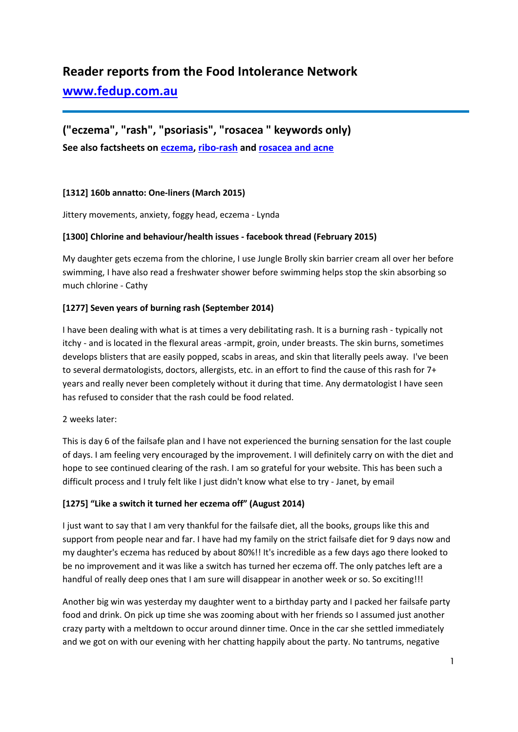# Reader reports from the Food Intolerance Network

## [www.fedup.com.au](http://www.fedup.com.au)

## ("eczema", "rash", "psoriasis", "rosacea " keywords only)

**See also factsheets on [eczema](), [ribo-rash]() and [rosacea and acne]()**

### [1312] 160b annatto: One-liners (March 2015)

Jittery movements, anxiety, foggy head, eczema - Lynda

### [1300] Chlorine and behaviour/health issues - facebook thread (February 2015)

My daughter gets eczema from the chlorine, I use Jungle Brolly skin barrier cream all over her before swimming, I have also read a freshwater shower before swimming helps stop the skin absorbing so much chlorine - Cathy

### [1277] Seven years of burning rash (September 2014)

I have been dealing with what is at times a very debilitating rash. It is a burning rash - typically not itchy - and is located in the flexural areas -armpit, groin, under breasts. The skin burns, sometimes develops blisters that are easily popped, scabs in areas, and skin that literally peels away. I've been to several dermatologists, doctors, allergists, etc. in an effort to find the cause of this rash for 7+ years and really never been completely without it during that time. Any dermatologist I have seen has refused to consider that the rash could be food related.

2 weeks later:

This is day 6 of the failsafe plan and I have not experienced the burning sensation for the last couple of days. I am feeling very encouraged by the improvement. I will definitely carry on with the diet and hope to see continued clearing of the rash. I am so grateful for your website. This has been such a difficult process and I truly felt like I just didn't know what else to try - Janet, by email

### [1275] "Like a switch it turned her eczema off" (August 2014)

I just want to say that I am very thankful for the failsafe diet, all the books, groups like this and support from people near and far. I have had my family on the strict failsafe diet for 9 days now and my daughter's eczema has reduced by about 80%!! It's incredible as a few days ago there looked to be no improvement and it was like a switch has turned her eczema off. The only patches left are a handful of really deep ones that I am sure will disappear in another week or so. So exciting!!!

Another big win was yesterday my daughter went to a birthday party and I packed her failsafe party food and drink. On pick up time she was zooming about with her friends so I assumed just another crazy party with a meltdown to occur around dinner time. Once in the car she settled immediately and we got on with our evening with her chatting happily about the party. No tantrums, negative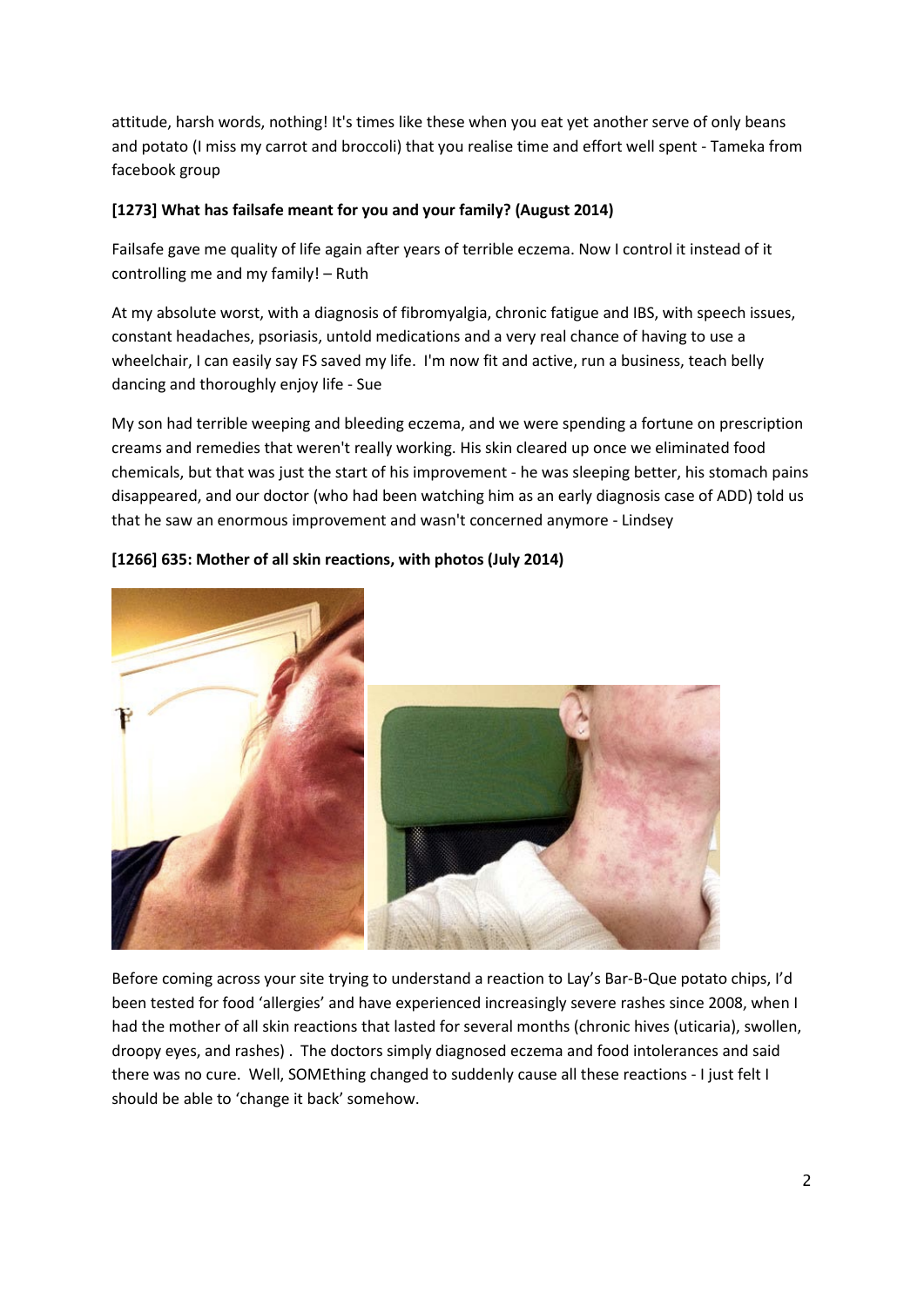attitude, harsh words, nothing! It's times like these when you eat yet another serve of only beans and potato (I miss my carrot and broccoli) that you realise time and effort well spent - Tameka from facebook group

**[1273] What has failsafe meant for you and your family? (August 2014)**

Failsafe gave me quality of life again after years of terrible eczema. Now I control it instead of it controlling me and my family! – Ruth

At my absolute worst, with a diagnosis of fibromyalgia, chronic fatigue and IBS, with speech issues, constant headaches, psoriasis, untold medications and a very real chance of having to use a wheelchair, I can easily say FS saved my life. I'm now fit and active, run a business, teach belly dancing and thoroughly enjoy life - Sue

My son had terrible weeping and bleeding eczema, and we were spending a fortune on prescription creams and remedies that weren't really working. His skin cleared up once we eliminated food chemicals, but that was just the start of his improvement - he was sleeping better, his stomach pains disappeared, and our doctor (who had been watching him as an early diagnosis case of ADD) told us that he saw an enormous improvement and wasn't concerned anymore - Lindsey

**[1266] 635: Mother of all skin reactions, with photos (July 2014)**

Before coming across your site trying to understand a reaction to Lay's Bar-B-Que potato chips, I'd been tested for food 'allergies' and have experienced increasingly severe rashes since 2008, when I had the mother of all skin reactions that lasted for several months (chronic hives (uticaria), swollen, droopy eyes, and rashes) . The doctors simply diagnosed eczema and food intolerances and said there was no cure. Well, SOMEthing changed to suddenly cause all these reactions - I just felt I should be able to 'change it back' somehow.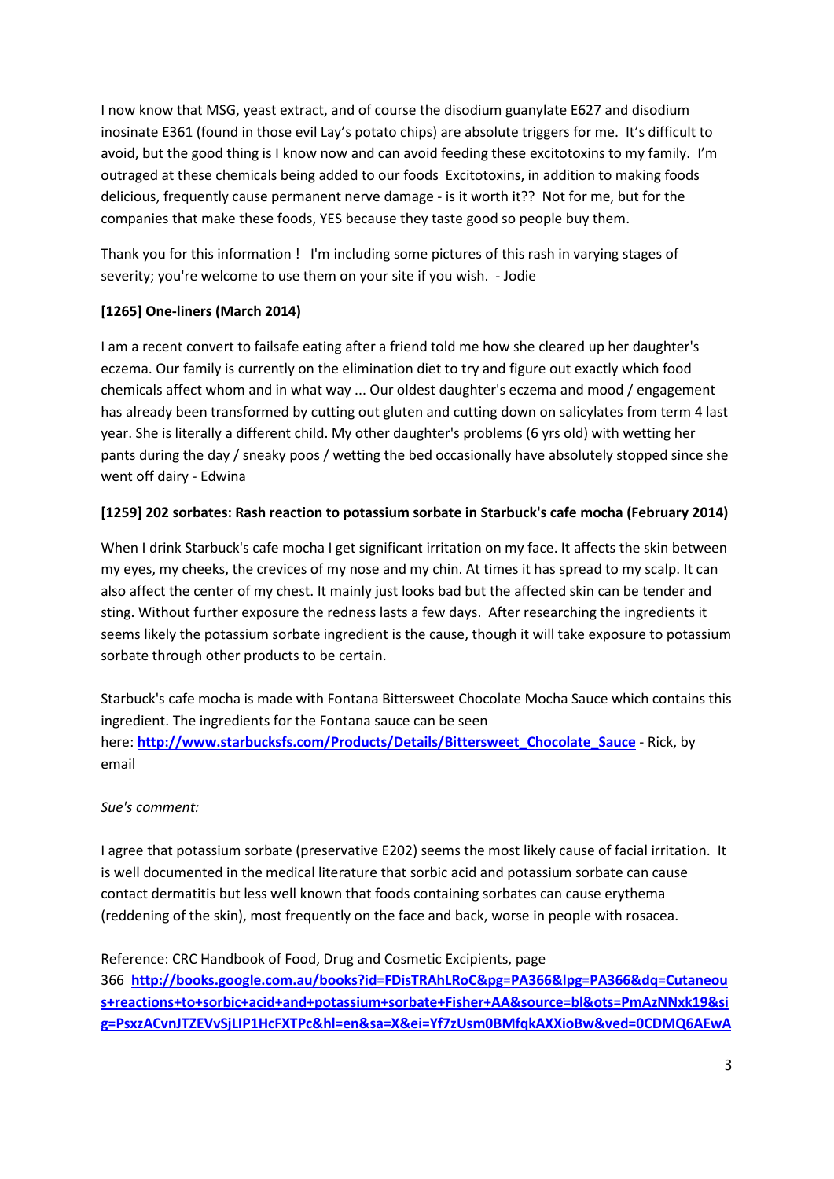I now know that MSG, yeast extract, and of course the disodium guanylate E627 and disodium inosinate E361 (found in those evil Lay's potato chips) are absolute triggers for me. It's difficult to avoid, but the good thing is I know now and can avoid feeding these excitotoxins to my family. I'm outraged at these chemicals being added to our foods Excitotoxins, in addition to making foods delicious, frequently cause permanent nerve damage - is it worth it?? Not for me, but for the companies that make these foods, YES because they taste good so people buy them.

Thank you for this information ! I'm including some pictures of this rash in varying stages of severity; you're welcome to use them on your site if you wish. - Jodie

**[1265] One-liners (March 2014)**

I am a recent convert to failsafe eating after a friend told me how she cleared up her daughter's eczema. Our family is currently on the elimination diet to try and figure out exactly which food chemicals affect whom and in what way ... Our oldest daughter's eczema and mood / engagement has already been transformed by cutting out gluten and cutting down on salicylates from term 4 last year. She is literally a different child. My other daughter's problems (6 yrs old) with wetting her pants during the day / sneaky poos / wetting the bed occasionally have absolutely stopped since she went off dairy - Edwina

**[1259] 202 sorbates: Rash reaction to potassium sorbate in Starbuck's cafe mocha (February 2014)**

When I drink Starbuck's cafe mocha I get significant irritation on my face. It affects the skin between my eyes, my cheeks, the crevices of my nose and my chin. At times it has spread to my scalp. It can also affect the center of my chest. It mainly just looks bad but the affected skin can be tender and sting. Without further exposure the redness lasts a few days. After researching the ingredients it seems likely the potassium sorbate ingredient is the cause, though it will take exposure to potassium sorbate through other products to be certain.

Starbuck's cafe mocha is made with Fontana Bittersweet Chocolate Mocha Sauce which contains this ingredient. The ingredients for the Fontana sauce can be seen here: **http://www.starbucksfs.com/Products/Details/Bittersweet_Chocolate_Sauce** - Rick, by email

*Sue's comment:*

I agree that potassium sorbate (preservative E202) seems the most likely cause of facial irritation. It is well documented in the medical literature that sorbic acid and potassium sorbate can cause contact dermatitis but less well known that foods containing sorbates can cause erythema (reddening of the skin), most frequently on the face and back, worse in people with rosacea.

Reference: CRC Handbook of Food, Drug and Cosmetic Excipients, page 366 **http://books.google.com.au/books?id=FDisTRAhLRoC&pg=PA366&lpg=PA366&dq=Cutaneous+reactions+to+sorbic+acid+and+potassium+sorbate+Fisher+AA&source=bl&ots=PmAzNNxk19&sig=PsxzACvnJTZEVvSjLIP1HcFXTPc&hl=en&sa=X&ei=Yf7zUsm0BMfqkAXXioBw&ved=0CDMQ6AEwA**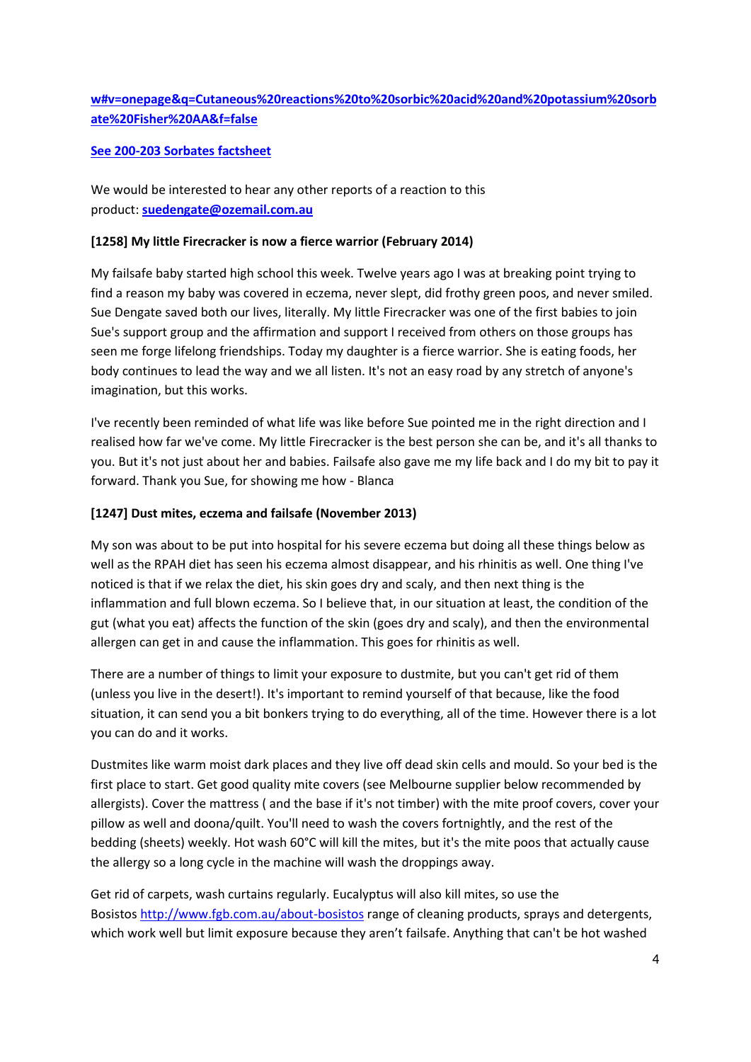[w#v=onepage&q=Cutaneous%20reactions%20to%20sorbic%20acid%20and%20potassium%20sorbate%20Fisher%20AA&f=false](w#v=onepage&q=Cutaneous%20reactions%20to%20sorbic%20acid%20and%20potassium%20sorbate%20Fisher%20AA&f=false)

**See 200-203 Sorbates factsheet**

We would be interested to hear any other reports of a reaction to this product: **suedengate@ozemail.com.au**

**[1258] My little Firecracker is now a fierce warrior (February 2014)**

My failsafe baby started high school this week. Twelve years ago I was at breaking point trying to find a reason my baby was covered in eczema, never slept, did frothy green poos, and never smiled. Sue Dengate saved both our lives, literally. My little Firecracker was one of the first babies to join Sue's support group and the affirmation and support I received from others on those groups has seen me forge lifelong friendships. Today my daughter is a fierce warrior. She is eating foods, her body continues to lead the way and we all listen. It's not an easy road by any stretch of anyone's imagination, but this works.

I've recently been reminded of what life was like before Sue pointed me in the right direction and I realised how far we've come. My little Firecracker is the best person she can be, and it's all thanks to you. But it's not just about her and babies. Failsafe also gave me my life back and I do my bit to pay it forward. Thank you Sue, for showing me how - Blanca

**[1247] Dust mites, eczema and failsafe (November 2013)**

My son was about to be put into hospital for his severe eczema but doing all these things below as well as the RPAH diet has seen his eczema almost disappear, and his rhinitis as well. One thing I've noticed is that if we relax the diet, his skin goes dry and scaly, and then next thing is the inflammation and full blown eczema. So I believe that, in our situation at least, the condition of the gut (what you eat) affects the function of the skin (goes dry and scaly), and then the environmental allergen can get in and cause the inflammation. This goes for rhinitis as well.

There are a number of things to limit your exposure to dustmite, but you can't get rid of them (unless you live in the desert!). It's important to remind yourself of that because, like the food situation, it can send you a bit bonkers trying to do everything, all of the time. However there is a lot you can do and it works.

Dustmites like warm moist dark places and they live off dead skin cells and mould. So your bed is the first place to start. Get good quality mite covers (see Melbourne supplier below recommended by allergists). Cover the mattress ( and the base if it's not timber) with the mite proof covers, cover your pillow as well and doona/quilt. You'll need to wash the covers fortnightly, and the rest of the bedding (sheets) weekly. Hot wash 60°C will kill the mites, but it's the mite poos that actually cause the allergy so a long cycle in the machine will wash the droppings away.

Get rid of carpets, wash curtains regularly. Eucalyptus will also kill mites, so use the Bosistos http://www.fgb.com.au/about-bosistos range of cleaning products, sprays and detergents, which work well but limit exposure because they aren't failsafe. Anything that can't be hot washed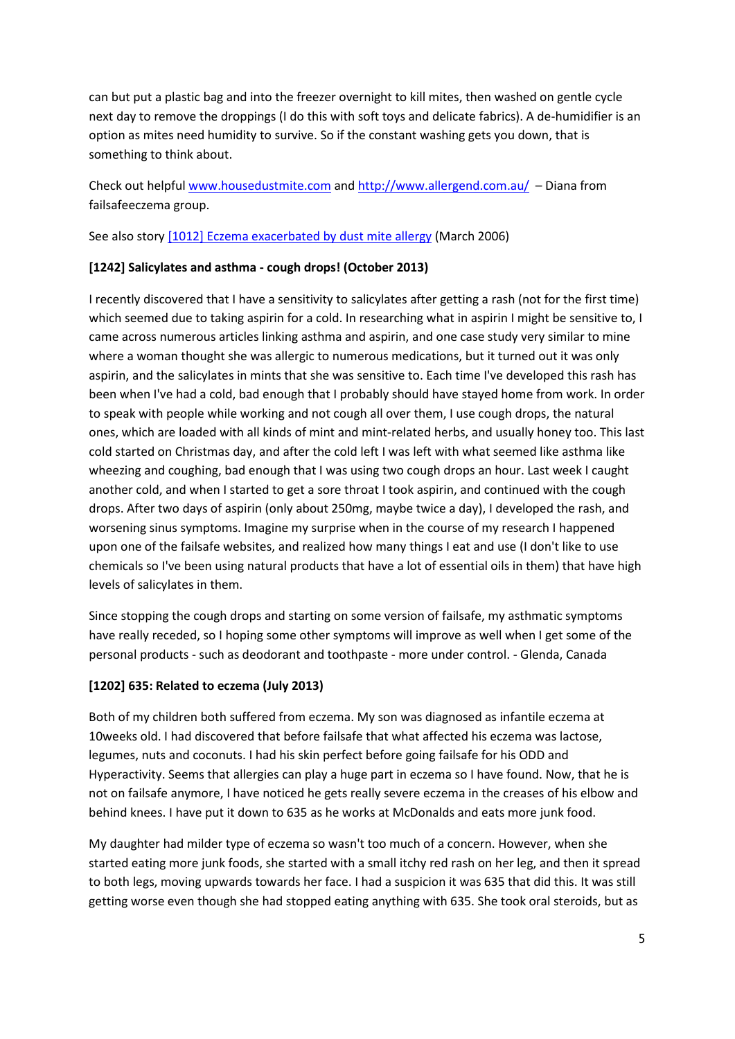can but put a plastic bag and into the freezer overnight to kill mites, then washed on gentle cycle next day to remove the droppings (I do this with soft toys and delicate fabrics). A de-humidifier is an option as mites need humidity to survive. So if the constant washing gets you down, that is something to think about.

Check out helpful www.housedustmite.com and http://www.allergend.com.au/ – Diana from failsafeeczema group.

See also story [1012] Eczema exacerbated by dust mite allergy (March 2006)

**[1242] Salicylates and asthma - cough drops! (October 2013)**

I recently discovered that I have a sensitivity to salicylates after getting a rash (not for the first time) which seemed due to taking aspirin for a cold. In researching what in aspirin I might be sensitive to, I came across numerous articles linking asthma and aspirin, and one case study very similar to mine where a woman thought she was allergic to numerous medications, but it turned out it was only aspirin, and the salicylates in mints that she was sensitive to. Each time I've developed this rash has been when I've had a cold, bad enough that I probably should have stayed home from work. In order to speak with people while working and not cough all over them, I use cough drops, the natural ones, which are loaded with all kinds of mint and mint-related herbs, and usually honey too. This last cold started on Christmas day, and after the cold left I was left with what seemed like asthma like wheezing and coughing, bad enough that I was using two cough drops an hour. Last week I caught another cold, and when I started to get a sore throat I took aspirin, and continued with the cough drops. After two days of aspirin (only about 250mg, maybe twice a day), I developed the rash, and worsening sinus symptoms. Imagine my surprise when in the course of my research I happened upon one of the failsafe websites, and realized how many things I eat and use (I don't like to use chemicals so I've been using natural products that have a lot of essential oils in them) that have high levels of salicylates in them.

Since stopping the cough drops and starting on some version of failsafe, my asthmatic symptoms have really receded, so I hoping some other symptoms will improve as well when I get some of the personal products - such as deodorant and toothpaste - more under control. - Glenda, Canada

**[1202] 635: Related to eczema (July 2013)**

Both of my children both suffered from eczema. My son was diagnosed as infantile eczema at 10weeks old. I had discovered that before failsafe that what affected his eczema was lactose, legumes, nuts and coconuts. I had his skin perfect before going failsafe for his ODD and Hyperactivity. Seems that allergies can play a huge part in eczema so I have found. Now, that he is not on failsafe anymore, I have noticed he gets really severe eczema in the creases of his elbow and behind knees. I have put it down to 635 as he works at McDonalds and eats more junk food.

My daughter had milder type of eczema so wasn't too much of a concern. However, when she started eating more junk foods, she started with a small itchy red rash on her leg, and then it spread to both legs, moving upwards towards her face. I had a suspicion it was 635 that did this. It was still getting worse even though she had stopped eating anything with 635. She took oral steroids, but as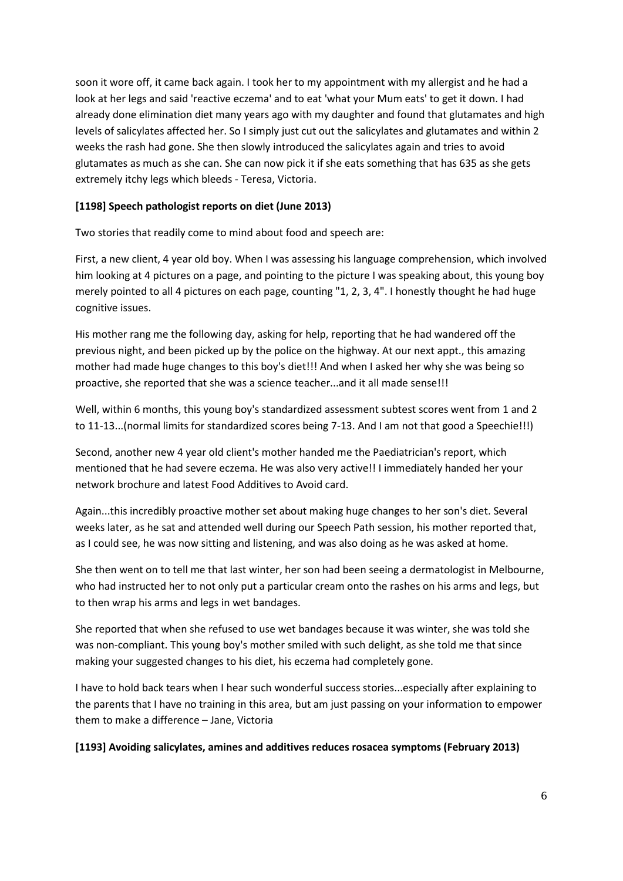soon it wore off, it came back again. I took her to my appointment with my allergist and he had a look at her legs and said 'reactive eczema' and to eat 'what your Mum eats' to get it down. I had already done elimination diet many years ago with my daughter and found that glutamates and high levels of salicylates affected her. So I simply just cut out the salicylates and glutamates and within 2 weeks the rash had gone. She then slowly introduced the salicylates again and tries to avoid glutamates as much as she can. She can now pick it if she eats something that has 635 as she gets extremely itchy legs which bleeds - Teresa, Victoria.

**[1198] Speech pathologist reports on diet (June 2013)**

Two stories that readily come to mind about food and speech are:

First, a new client, 4 year old boy. When I was assessing his language comprehension, which involved him looking at 4 pictures on a page, and pointing to the picture I was speaking about, this young boy merely pointed to all 4 pictures on each page, counting "1, 2, 3, 4". I honestly thought he had huge cognitive issues.

His mother rang me the following day, asking for help, reporting that he had wandered off the previous night, and been picked up by the police on the highway. At our next appt., this amazing mother had made huge changes to this boy's diet!!! And when I asked her why she was being so proactive, she reported that she was a science teacher...and it all made sense!!!

Well, within 6 months, this young boy's standardized assessment subtest scores went from 1 and 2 to 11-13...(normal limits for standardized scores being 7-13. And I am not that good a Speechie!!!)

Second, another new 4 year old client's mother handed me the Paediatrician's report, which mentioned that he had severe eczema. He was also very active!! I immediately handed her your network brochure and latest Food Additives to Avoid card.

Again...this incredibly proactive mother set about making huge changes to her son's diet. Several weeks later, as he sat and attended well during our Speech Path session, his mother reported that, as I could see, he was now sitting and listening, and was also doing as he was asked at home.

She then went on to tell me that last winter, her son had been seeing a dermatologist in Melbourne, who had instructed her to not only put a particular cream onto the rashes on his arms and legs, but to then wrap his arms and legs in wet bandages.

She reported that when she refused to use wet bandages because it was winter, she was told she was non-compliant. This young boy's mother smiled with such delight, as she told me that since making your suggested changes to his diet, his eczema had completely gone.

I have to hold back tears when I hear such wonderful success stories...especially after explaining to the parents that I have no training in this area, but am just passing on your information to empower them to make a difference – Jane, Victoria

**[1193] Avoiding salicylates, amines and additives reduces rosacea symptoms (February 2013)**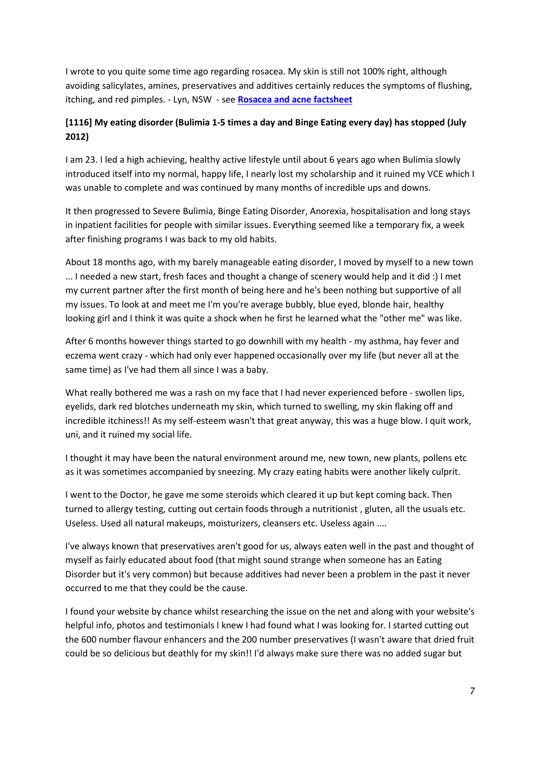I wrote to you quite some time ago regarding rosacea. My skin is still not 100% right, although avoiding salicylates, amines, preservatives and additives certainly reduces the symptoms of flushing, itching, and red pimples. - Lyn, NSW - see **Rosacea and acne factsheet**

**[1116] My eating disorder (Bulimia 1-5 times a day and Binge Eating every day) has stopped (July 2012)**

I am 23. I led a high achieving, healthy active lifestyle until about 6 years ago when Bulimia slowly introduced itself into my normal, happy life, I nearly lost my scholarship and it ruined my VCE which I was unable to complete and was continued by many months of incredible ups and downs.

It then progressed to Severe Bulimia, Binge Eating Disorder, Anorexia, hospitalisation and long stays in inpatient facilities for people with similar issues. Everything seemed like a temporary fix, a week after finishing programs I was back to my old habits.

About 18 months ago, with my barely manageable eating disorder, I moved by myself to a new town ... I needed a new start, fresh faces and thought a change of scenery would help and it did :) I met my current partner after the first month of being here and he's been nothing but supportive of all my issues. To look at and meet me I'm you're average bubbly, blue eyed, blonde hair, healthy looking girl and I think it was quite a shock when he first he learned what the "other me" was like.

After 6 months however things started to go downhill with my health - my asthma, hay fever and eczema went crazy - which had only ever happened occasionally over my life (but never all at the same time) as I've had them all since I was a baby.

What really bothered me was a rash on my face that I had never experienced before - swollen lips, eyelids, dark red blotches underneath my skin, which turned to swelling, my skin flaking off and incredible itchiness!! As my self-esteem wasn't that great anyway, this was a huge blow. I quit work, uni, and it ruined my social life.

I thought it may have been the natural environment around me, new town, new plants, pollens etc as it was sometimes accompanied by sneezing. My crazy eating habits were another likely culprit.

I went to the Doctor, he gave me some steroids which cleared it up but kept coming back. Then turned to allergy testing, cutting out certain foods through a nutritionist , gluten, all the usuals etc. Useless. Used all natural makeups, moisturizers, cleansers etc. Useless again ....

I've always known that preservatives aren't good for us, always eaten well in the past and thought of myself as fairly educated about food (that might sound strange when someone has an Eating Disorder but it's very common) but because additives had never been a problem in the past it never occurred to me that they could be the cause.

I found your website by chance whilst researching the issue on the net and along with your website's helpful info, photos and testimonials I knew I had found what I was looking for. I started cutting out the 600 number flavour enhancers and the 200 number preservatives (I wasn't aware that dried fruit could be so delicious but deathly for my skin!! I'd always make sure there was no added sugar but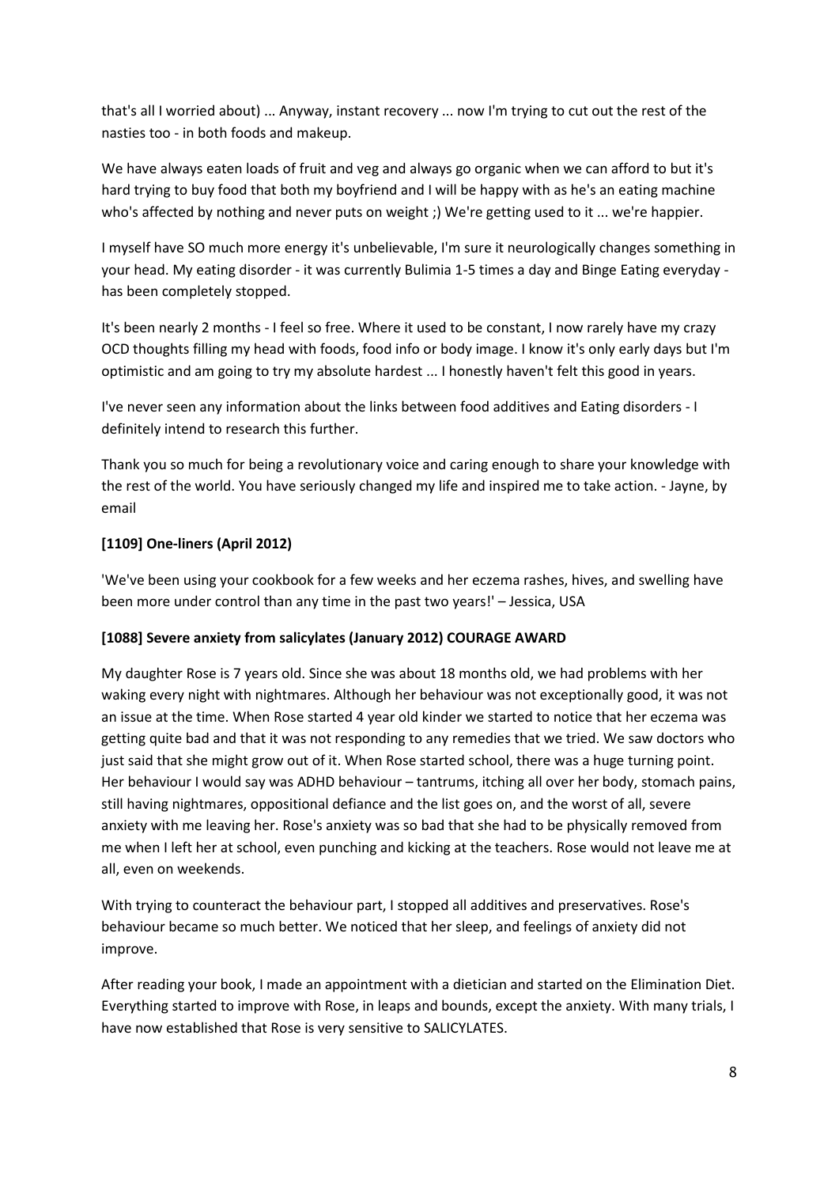that's all I worried about) ... Anyway, instant recovery ... now I'm trying to cut out the rest of the nasties too - in both foods and makeup.

We have always eaten loads of fruit and veg and always go organic when we can afford to but it's hard trying to buy food that both my boyfriend and I will be happy with as he's an eating machine who's affected by nothing and never puts on weight ;) We're getting used to it ... we're happier.

I myself have SO much more energy it's unbelievable, I'm sure it neurologically changes something in your head. My eating disorder - it was currently Bulimia 1-5 times a day and Binge Eating everyday - has been completely stopped.

It's been nearly 2 months - I feel so free. Where it used to be constant, I now rarely have my crazy OCD thoughts filling my head with foods, food info or body image. I know it's only early days but I'm optimistic and am going to try my absolute hardest ... I honestly haven't felt this good in years.

I've never seen any information about the links between food additives and Eating disorders - I definitely intend to research this further.

Thank you so much for being a revolutionary voice and caring enough to share your knowledge with the rest of the world. You have seriously changed my life and inspired me to take action. - Jayne, by email

**[1109] One-liners (April 2012)**

'We've been using your cookbook for a few weeks and her eczema rashes, hives, and swelling have been more under control than any time in the past two years!' – Jessica, USA

**[1088] Severe anxiety from salicylates (January 2012) COURAGE AWARD**

My daughter Rose is 7 years old. Since she was about 18 months old, we had problems with her waking every night with nightmares. Although her behaviour was not exceptionally good, it was not an issue at the time. When Rose started 4 year old kinder we started to notice that her eczema was getting quite bad and that it was not responding to any remedies that we tried. We saw doctors who just said that she might grow out of it. When Rose started school, there was a huge turning point. Her behaviour I would say was ADHD behaviour – tantrums, itching all over her body, stomach pains, still having nightmares, oppositional defiance and the list goes on, and the worst of all, severe anxiety with me leaving her. Rose's anxiety was so bad that she had to be physically removed from me when I left her at school, even punching and kicking at the teachers. Rose would not leave me at all, even on weekends.

With trying to counteract the behaviour part, I stopped all additives and preservatives. Rose's behaviour became so much better. We noticed that her sleep, and feelings of anxiety did not improve.

After reading your book, I made an appointment with a dietician and started on the Elimination Diet. Everything started to improve with Rose, in leaps and bounds, except the anxiety. With many trials, I have now established that Rose is very sensitive to SALICYLATES.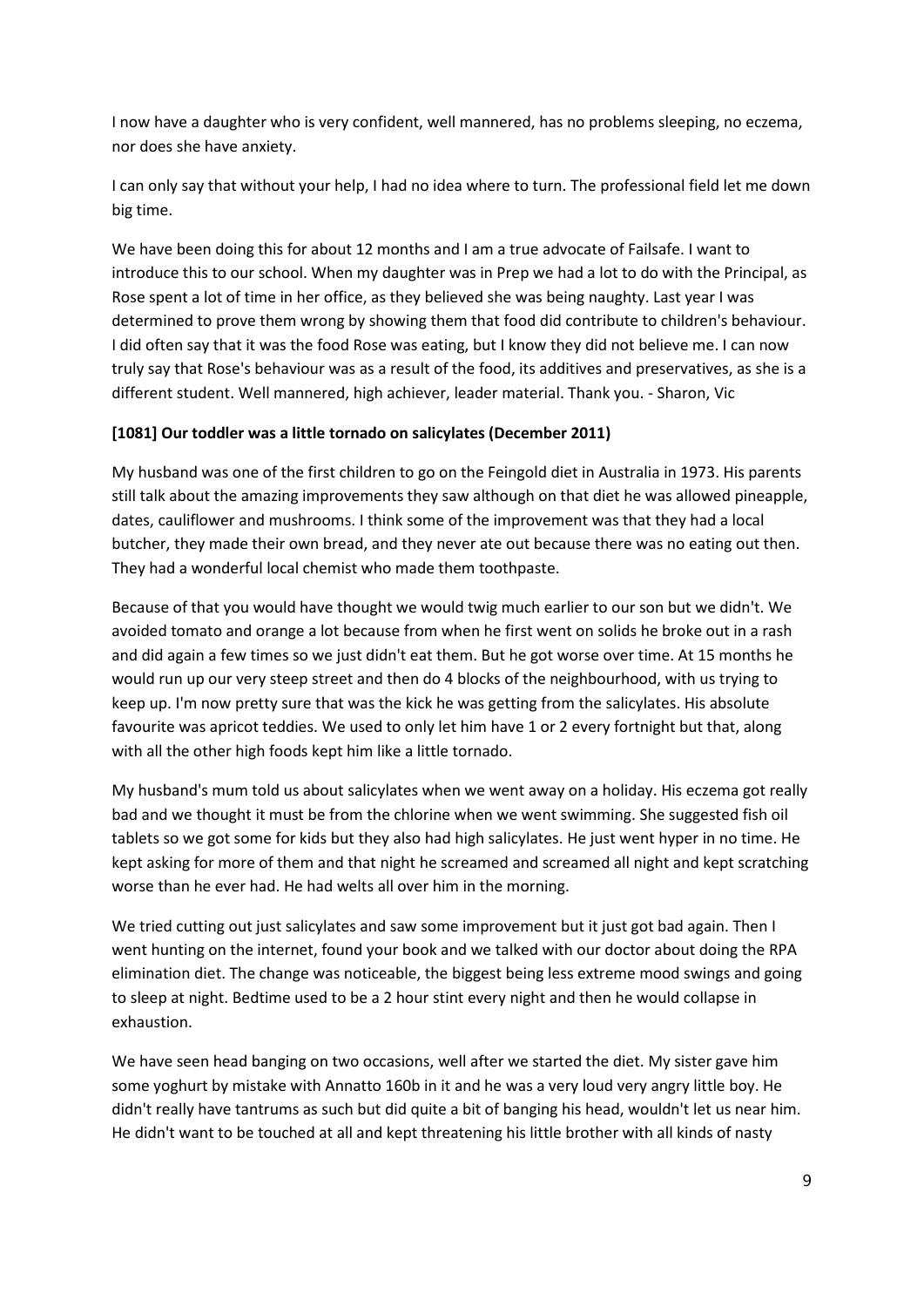I now have a daughter who is very confident, well mannered, has no problems sleeping, no eczema, nor does she have anxiety.

I can only say that without your help, I had no idea where to turn. The professional field let me down big time.

We have been doing this for about 12 months and I am a true advocate of Failsafe. I want to introduce this to our school. When my daughter was in Prep we had a lot to do with the Principal, as Rose spent a lot of time in her office, as they believed she was being naughty. Last year I was determined to prove them wrong by showing them that food did contribute to children's behaviour. I did often say that it was the food Rose was eating, but I know they did not believe me. I can now truly say that Rose's behaviour was as a result of the food, its additives and preservatives, as she is a different student. Well mannered, high achiever, leader material. Thank you. - Sharon, Vic

**[1081] Our toddler was a little tornado on salicylates (December 2011)**

My husband was one of the first children to go on the Feingold diet in Australia in 1973. His parents still talk about the amazing improvements they saw although on that diet he was allowed pineapple, dates, cauliflower and mushrooms. I think some of the improvement was that they had a local butcher, they made their own bread, and they never ate out because there was no eating out then. They had a wonderful local chemist who made them toothpaste.

Because of that you would have thought we would twig much earlier to our son but we didn't. We avoided tomato and orange a lot because from when he first went on solids he broke out in a rash and did again a few times so we just didn't eat them. But he got worse over time. At 15 months he would run up our very steep street and then do 4 blocks of the neighbourhood, with us trying to keep up. I'm now pretty sure that was the kick he was getting from the salicylates. His absolute favourite was apricot teddies. We used to only let him have 1 or 2 every fortnight but that, along with all the other high foods kept him like a little tornado.

My husband's mum told us about salicylates when we went away on a holiday. His eczema got really bad and we thought it must be from the chlorine when we went swimming. She suggested fish oil tablets so we got some for kids but they also had high salicylates. He just went hyper in no time. He kept asking for more of them and that night he screamed and screamed all night and kept scratching worse than he ever had. He had welts all over him in the morning.

We tried cutting out just salicylates and saw some improvement but it just got bad again. Then I went hunting on the internet, found your book and we talked with our doctor about doing the RPA elimination diet. The change was noticeable, the biggest being less extreme mood swings and going to sleep at night. Bedtime used to be a 2 hour stint every night and then he would collapse in exhaustion.

We have seen head banging on two occasions, well after we started the diet. My sister gave him some yoghurt by mistake with Annatto 160b in it and he was a very loud very angry little boy. He didn't really have tantrums as such but did quite a bit of banging his head, wouldn't let us near him. He didn't want to be touched at all and kept threatening his little brother with all kinds of nasty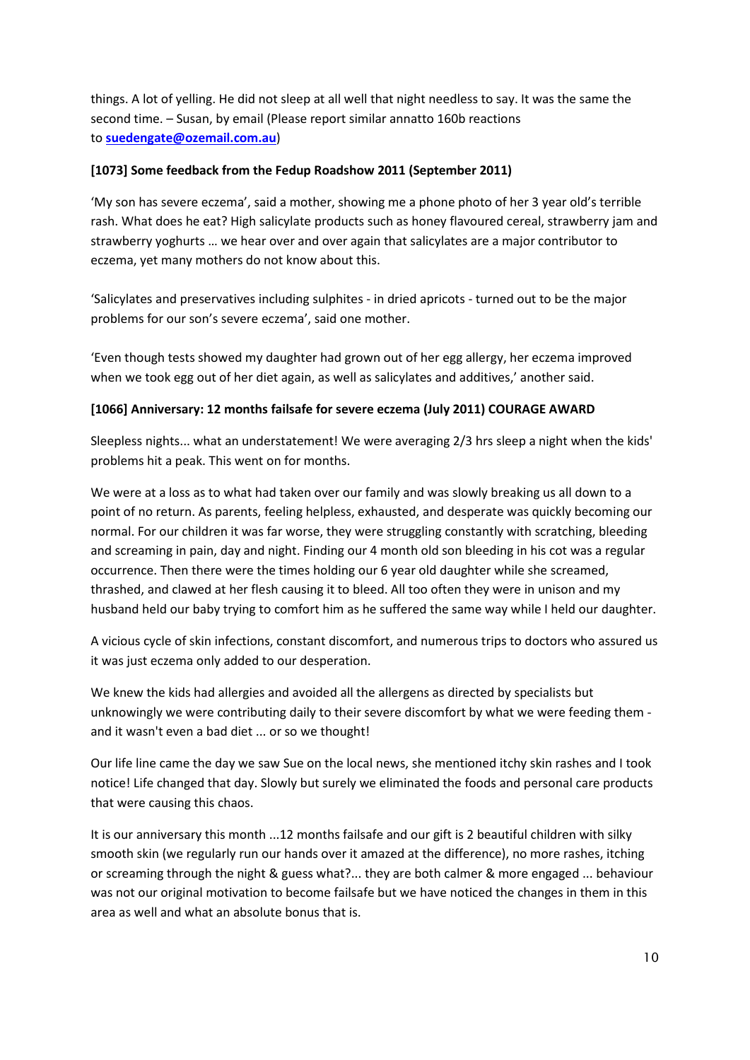things. A lot of yelling. He did not sleep at all well that night needless to say. It was the same the second time. – Susan, by email (Please report similar annatto 160b reactions to **suedengate@ozemail.com.au**)

**[1073] Some feedback from the Fedup Roadshow 2011 (September 2011)**

'My son has severe eczema', said a mother, showing me a phone photo of her 3 year old's terrible rash. What does he eat? High salicylate products such as honey flavoured cereal, strawberry jam and strawberry yoghurts … we hear over and over again that salicylates are a major contributor to eczema, yet many mothers do not know about this.

'Salicylates and preservatives including sulphites - in dried apricots - turned out to be the major problems for our son's severe eczema', said one mother.

'Even though tests showed my daughter had grown out of her egg allergy, her eczema improved when we took egg out of her diet again, as well as salicylates and additives,' another said.

**[1066] Anniversary: 12 months failsafe for severe eczema (July 2011) COURAGE AWARD**

Sleepless nights... what an understatement! We were averaging 2/3 hrs sleep a night when the kids' problems hit a peak. This went on for months.

We were at a loss as to what had taken over our family and was slowly breaking us all down to a point of no return. As parents, feeling helpless, exhausted, and desperate was quickly becoming our normal. For our children it was far worse, they were struggling constantly with scratching, bleeding and screaming in pain, day and night. Finding our 4 month old son bleeding in his cot was a regular occurrence. Then there were the times holding our 6 year old daughter while she screamed, thrashed, and clawed at her flesh causing it to bleed. All too often they were in unison and my husband held our baby trying to comfort him as he suffered the same way while I held our daughter.

A vicious cycle of skin infections, constant discomfort, and numerous trips to doctors who assured us it was just eczema only added to our desperation.

We knew the kids had allergies and avoided all the allergens as directed by specialists but unknowingly we were contributing daily to their severe discomfort by what we were feeding them - and it wasn't even a bad diet ... or so we thought!

Our life line came the day we saw Sue on the local news, she mentioned itchy skin rashes and I took notice! Life changed that day. Slowly but surely we eliminated the foods and personal care products that were causing this chaos.

It is our anniversary this month ...12 months failsafe and our gift is 2 beautiful children with silky smooth skin (we regularly run our hands over it amazed at the difference), no more rashes, itching or screaming through the night & guess what?... they are both calmer & more engaged ... behaviour was not our original motivation to become failsafe but we have noticed the changes in them in this area as well and what an absolute bonus that is.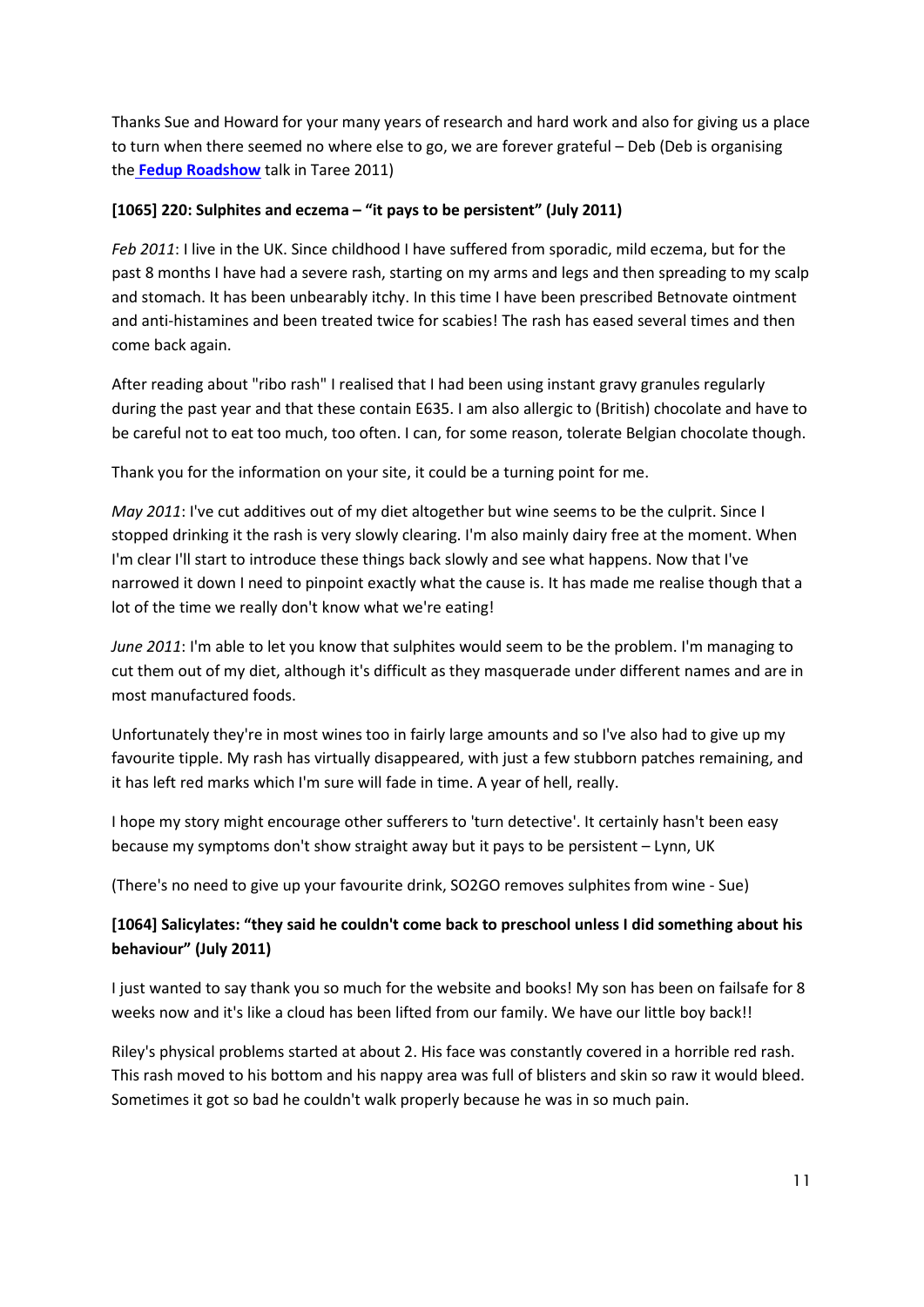Thanks Sue and Howard for your many years of research and hard work and also for giving us a place to turn when there seemed no where else to go, we are forever grateful – Deb (Deb is organising the **Fedup Roadshow** talk in Taree 2011)

### [1065] 220: Sulphites and eczema – "it pays to be persistent" (July 2011)

*Feb 2011*: I live in the UK. Since childhood I have suffered from sporadic, mild eczema, but for the past 8 months I have had a severe rash, starting on my arms and legs and then spreading to my scalp and stomach. It has been unbearably itchy. In this time I have been prescribed Betnovate ointment and anti-histamines and been treated twice for scabies! The rash has eased several times and then come back again.

After reading about "ribo rash" I realised that I had been using instant gravy granules regularly during the past year and that these contain E635. I am also allergic to (British) chocolate and have to be careful not to eat too much, too often. I can, for some reason, tolerate Belgian chocolate though.

Thank you for the information on your site, it could be a turning point for me.

*May 2011*: I've cut additives out of my diet altogether but wine seems to be the culprit. Since I stopped drinking it the rash is very slowly clearing. I'm also mainly dairy free at the moment. When I'm clear I'll start to introduce these things back slowly and see what happens. Now that I've narrowed it down I need to pinpoint exactly what the cause is. It has made me realise though that a lot of the time we really don't know what we're eating!

*June 2011*: I'm able to let you know that sulphites would seem to be the problem. I'm managing to cut them out of my diet, although it's difficult as they masquerade under different names and are in most manufactured foods.

Unfortunately they're in most wines too in fairly large amounts and so I've also had to give up my favourite tipple. My rash has virtually disappeared, with just a few stubborn patches remaining, and it has left red marks which I'm sure will fade in time. A year of hell, really.

I hope my story might encourage other sufferers to 'turn detective'. It certainly hasn't been easy because my symptoms don't show straight away but it pays to be persistent – Lynn, UK

(There's no need to give up your favourite drink, SO2GO removes sulphites from wine - Sue)

### [1064] Salicylates: "they said he couldn't come back to preschool unless I did something about his behaviour" (July 2011)

I just wanted to say thank you so much for the website and books! My son has been on failsafe for 8 weeks now and it's like a cloud has been lifted from our family. We have our little boy back!!

Riley's physical problems started at about 2. His face was constantly covered in a horrible red rash. This rash moved to his bottom and his nappy area was full of blisters and skin so raw it would bleed. Sometimes it got so bad he couldn't walk properly because he was in so much pain.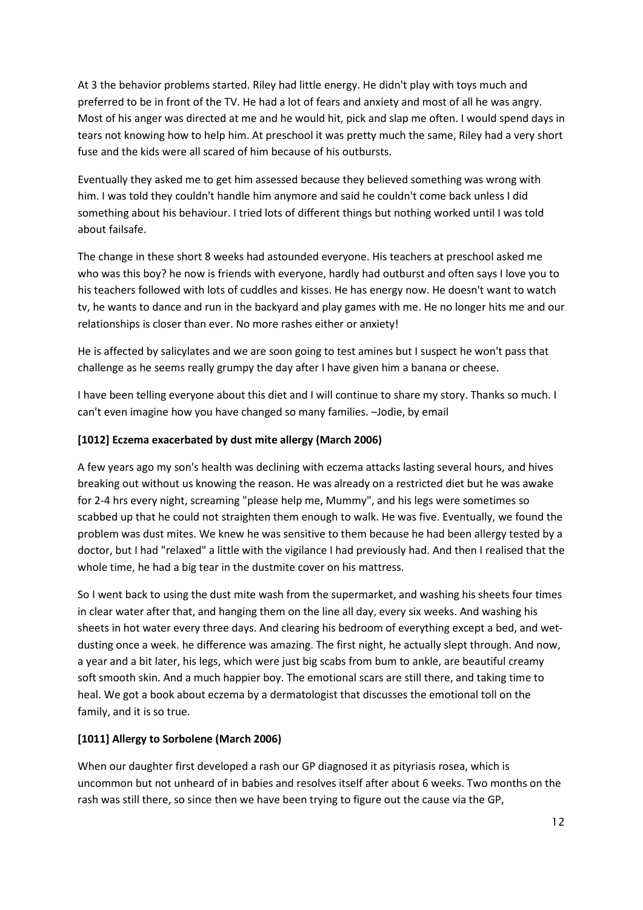At 3 the behavior problems started. Riley had little energy. He didn't play with toys much and preferred to be in front of the TV. He had a lot of fears and anxiety and most of all he was angry. Most of his anger was directed at me and he would hit, pick and slap me often. I would spend days in tears not knowing how to help him. At preschool it was pretty much the same, Riley had a very short fuse and the kids were all scared of him because of his outbursts.

Eventually they asked me to get him assessed because they believed something was wrong with him. I was told they couldn't handle him anymore and said he couldn't come back unless I did something about his behaviour. I tried lots of different things but nothing worked until I was told about failsafe.

The change in these short 8 weeks had astounded everyone. His teachers at preschool asked me who was this boy? he now is friends with everyone, hardly had outburst and often says I love you to his teachers followed with lots of cuddles and kisses. He has energy now. He doesn't want to watch tv, he wants to dance and run in the backyard and play games with me. He no longer hits me and our relationships is closer than ever. No more rashes either or anxiety!

He is affected by salicylates and we are soon going to test amines but I suspect he won't pass that challenge as he seems really grumpy the day after I have given him a banana or cheese.

I have been telling everyone about this diet and I will continue to share my story. Thanks so much. I can't even imagine how you have changed so many families. –Jodie, by email

**[1012] Eczema exacerbated by dust mite allergy (March 2006)**

A few years ago my son's health was declining with eczema attacks lasting several hours, and hives breaking out without us knowing the reason. He was already on a restricted diet but he was awake for 2-4 hrs every night, screaming "please help me, Mummy", and his legs were sometimes so scabbed up that he could not straighten them enough to walk. He was five. Eventually, we found the problem was dust mites. We knew he was sensitive to them because he had been allergy tested by a doctor, but I had "relaxed" a little with the vigilance I had previously had. And then I realised that the whole time, he had a big tear in the dustmite cover on his mattress.

So I went back to using the dust mite wash from the supermarket, and washing his sheets four times in clear water after that, and hanging them on the line all day, every six weeks. And washing his sheets in hot water every three days. And clearing his bedroom of everything except a bed, and wet-dusting once a week. he difference was amazing. The first night, he actually slept through. And now, a year and a bit later, his legs, which were just big scabs from bum to ankle, are beautiful creamy soft smooth skin. And a much happier boy. The emotional scars are still there, and taking time to heal. We got a book about eczema by a dermatologist that discusses the emotional toll on the family, and it is so true.

**[1011] Allergy to Sorbolene (March 2006)**

When our daughter first developed a rash our GP diagnosed it as pityriasis rosea, which is uncommon but not unheard of in babies and resolves itself after about 6 weeks. Two months on the rash was still there, so since then we have been trying to figure out the cause via the GP,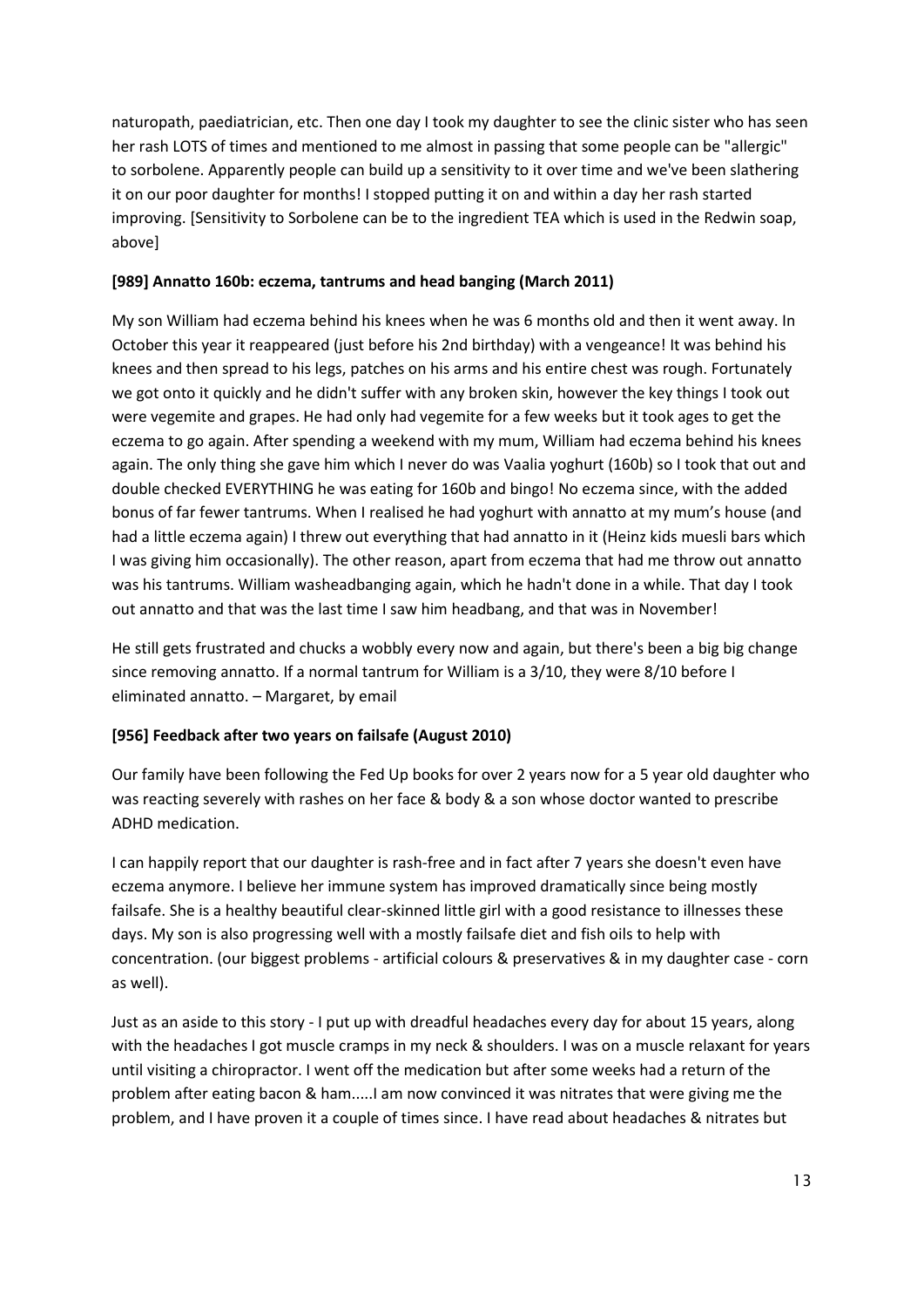naturopath, paediatrician, etc. Then one day I took my daughter to see the clinic sister who has seen her rash LOTS of times and mentioned to me almost in passing that some people can be "allergic" to sorbolene. Apparently people can build up a sensitivity to it over time and we've been slathering it on our poor daughter for months! I stopped putting it on and within a day her rash started improving. [Sensitivity to Sorbolene can be to the ingredient TEA which is used in the Redwin soap, above]

### [989] Annatto 160b: eczema, tantrums and head banging (March 2011)

My son William had eczema behind his knees when he was 6 months old and then it went away. In October this year it reappeared (just before his 2nd birthday) with a vengeance! It was behind his knees and then spread to his legs, patches on his arms and his entire chest was rough. Fortunately we got onto it quickly and he didn't suffer with any broken skin, however the key things I took out were vegemite and grapes. He had only had vegemite for a few weeks but it took ages to get the eczema to go again. After spending a weekend with my mum, William had eczema behind his knees again. The only thing she gave him which I never do was Vaalia yoghurt (160b) so I took that out and double checked EVERYTHING he was eating for 160b and bingo! No eczema since, with the added bonus of far fewer tantrums. When I realised he had yoghurt with annatto at my mum's house (and had a little eczema again) I threw out everything that had annatto in it (Heinz kids muesli bars which I was giving him occasionally). The other reason, apart from eczema that had me throw out annatto was his tantrums. William washeadbanging again, which he hadn't done in a while. That day I took out annatto and that was the last time I saw him headbang, and that was in November!

He still gets frustrated and chucks a wobbly every now and again, but there's been a big big change since removing annatto. If a normal tantrum for William is a 3/10, they were 8/10 before I eliminated annatto. – Margaret, by email

### [956] Feedback after two years on failsafe (August 2010)

Our family have been following the Fed Up books for over 2 years now for a 5 year old daughter who was reacting severely with rashes on her face & body & a son whose doctor wanted to prescribe ADHD medication.

I can happily report that our daughter is rash-free and in fact after 7 years she doesn't even have eczema anymore. I believe her immune system has improved dramatically since being mostly failsafe. She is a healthy beautiful clear-skinned little girl with a good resistance to illnesses these days. My son is also progressing well with a mostly failsafe diet and fish oils to help with concentration. (our biggest problems - artificial colours & preservatives & in my daughter case - corn as well).

Just as an aside to this story - I put up with dreadful headaches every day for about 15 years, along with the headaches I got muscle cramps in my neck & shoulders. I was on a muscle relaxant for years until visiting a chiropractor. I went off the medication but after some weeks had a return of the problem after eating bacon & ham.....I am now convinced it was nitrates that were giving me the problem, and I have proven it a couple of times since. I have read about headaches & nitrates but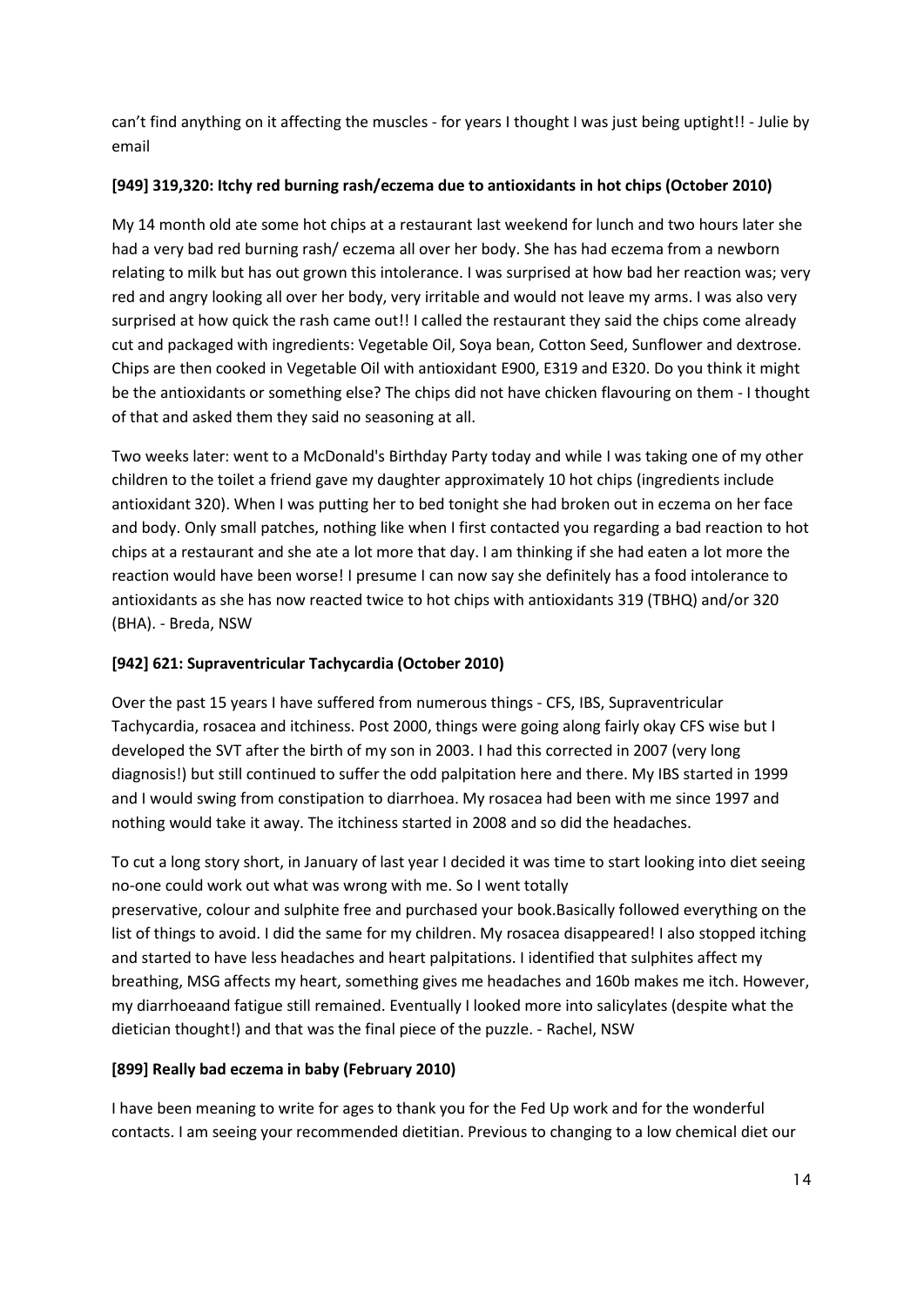can't find anything on it affecting the muscles - for years I thought I was just being uptight!! - Julie by email

**[949] 319,320: Itchy red burning rash/eczema due to antioxidants in hot chips (October 2010)**

My 14 month old ate some hot chips at a restaurant last weekend for lunch and two hours later she had a very bad red burning rash/ eczema all over her body. She has had eczema from a newborn relating to milk but has out grown this intolerance. I was surprised at how bad her reaction was; very red and angry looking all over her body, very irritable and would not leave my arms. I was also very surprised at how quick the rash came out!! I called the restaurant they said the chips come already cut and packaged with ingredients: Vegetable Oil, Soya bean, Cotton Seed, Sunflower and dextrose. Chips are then cooked in Vegetable Oil with antioxidant E900, E319 and E320. Do you think it might be the antioxidants or something else? The chips did not have chicken flavouring on them - I thought of that and asked them they said no seasoning at all.

Two weeks later: went to a McDonald's Birthday Party today and while I was taking one of my other children to the toilet a friend gave my daughter approximately 10 hot chips (ingredients include antioxidant 320). When I was putting her to bed tonight she had broken out in eczema on her face and body. Only small patches, nothing like when I first contacted you regarding a bad reaction to hot chips at a restaurant and she ate a lot more that day. I am thinking if she had eaten a lot more the reaction would have been worse! I presume I can now say she definitely has a food intolerance to antioxidants as she has now reacted twice to hot chips with antioxidants 319 (TBHQ) and/or 320 (BHA). - Breda, NSW

**[942] 621: Supraventricular Tachycardia (October 2010)**

Over the past 15 years I have suffered from numerous things - CFS, IBS, Supraventricular Tachycardia, rosacea and itchiness. Post 2000, things were going along fairly okay CFS wise but I developed the SVT after the birth of my son in 2003. I had this corrected in 2007 (very long diagnosis!) but still continued to suffer the odd palpitation here and there. My IBS started in 1999 and I would swing from constipation to diarrhoea. My rosacea had been with me since 1997 and nothing would take it away. The itchiness started in 2008 and so did the headaches.

To cut a long story short, in January of last year I decided it was time to start looking into diet seeing no-one could work out what was wrong with me. So I went totally preservative, colour and sulphite free and purchased your book.Basically followed everything on the list of things to avoid. I did the same for my children. My rosacea disappeared! I also stopped itching and started to have less headaches and heart palpitations. I identified that sulphites affect my breathing, MSG affects my heart, something gives me headaches and 160b makes me itch. However, my diarrhoeaand fatigue still remained. Eventually I looked more into salicylates (despite what the dietician thought!) and that was the final piece of the puzzle. - Rachel, NSW

**[899] Really bad eczema in baby (February 2010)**

I have been meaning to write for ages to thank you for the Fed Up work and for the wonderful contacts. I am seeing your recommended dietitian. Previous to changing to a low chemical diet our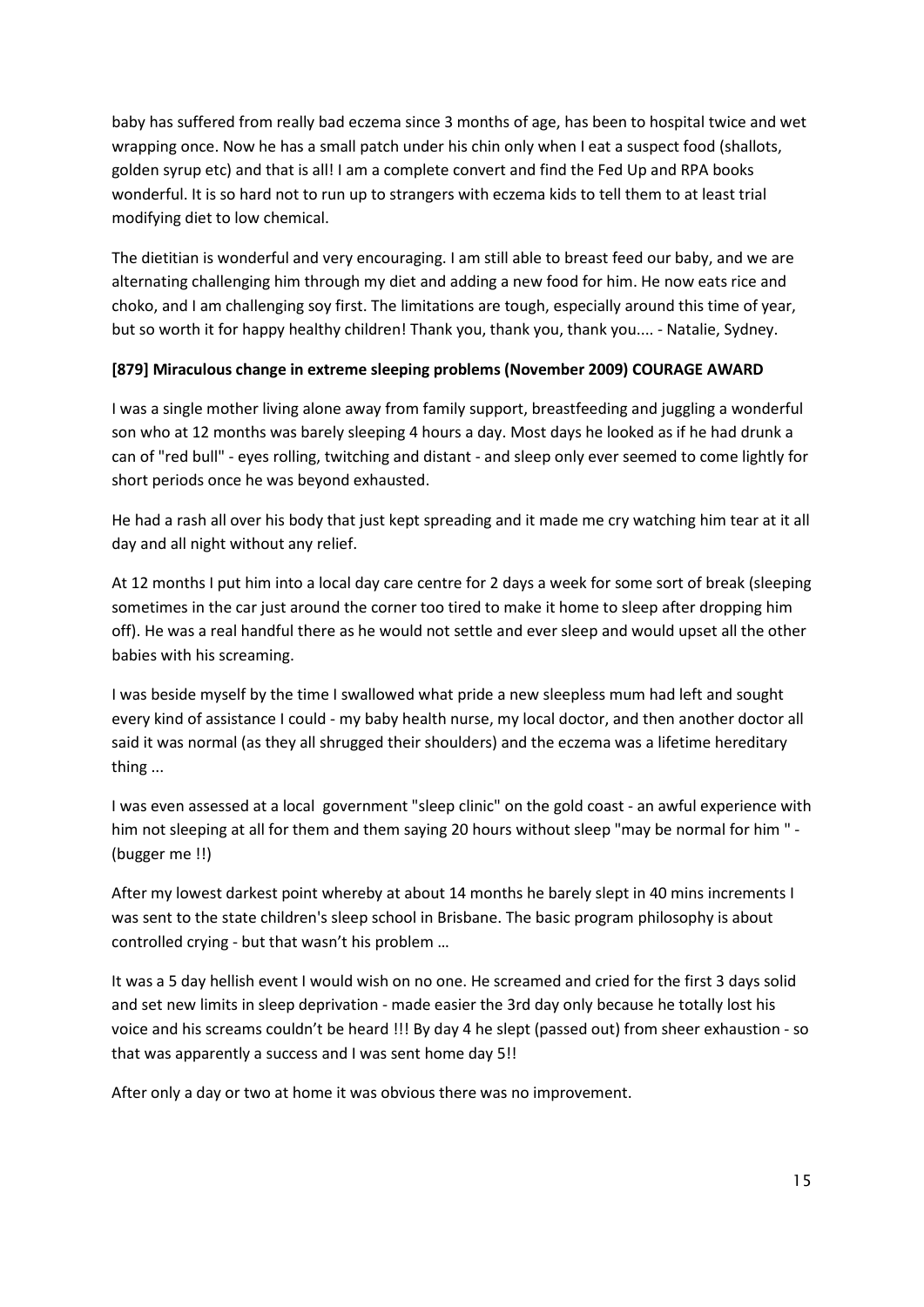baby has suffered from really bad eczema since 3 months of age, has been to hospital twice and wet wrapping once. Now he has a small patch under his chin only when I eat a suspect food (shallots, golden syrup etc) and that is all! I am a complete convert and find the Fed Up and RPA books wonderful. It is so hard not to run up to strangers with eczema kids to tell them to at least trial modifying diet to low chemical.

The dietitian is wonderful and very encouraging. I am still able to breast feed our baby, and we are alternating challenging him through my diet and adding a new food for him. He now eats rice and choko, and I am challenging soy first. The limitations are tough, especially around this time of year, but so worth it for happy healthy children! Thank you, thank you, thank you.... - Natalie, Sydney.

**[879] Miraculous change in extreme sleeping problems (November 2009) COURAGE AWARD**

I was a single mother living alone away from family support, breastfeeding and juggling a wonderful son who at 12 months was barely sleeping 4 hours a day. Most days he looked as if he had drunk a can of "red bull" - eyes rolling, twitching and distant - and sleep only ever seemed to come lightly for short periods once he was beyond exhausted.

He had a rash all over his body that just kept spreading and it made me cry watching him tear at it all day and all night without any relief.

At 12 months I put him into a local day care centre for 2 days a week for some sort of break (sleeping sometimes in the car just around the corner too tired to make it home to sleep after dropping him off). He was a real handful there as he would not settle and ever sleep and would upset all the other babies with his screaming.

I was beside myself by the time I swallowed what pride a new sleepless mum had left and sought every kind of assistance I could - my baby health nurse, my local doctor, and then another doctor all said it was normal (as they all shrugged their shoulders) and the eczema was a lifetime hereditary thing ...

I was even assessed at a local government "sleep clinic" on the gold coast - an awful experience with him not sleeping at all for them and them saying 20 hours without sleep "may be normal for him " - (bugger me !!)

After my lowest darkest point whereby at about 14 months he barely slept in 40 mins increments I was sent to the state children's sleep school in Brisbane. The basic program philosophy is about controlled crying - but that wasn't his problem …

It was a 5 day hellish event I would wish on no one. He screamed and cried for the first 3 days solid and set new limits in sleep deprivation - made easier the 3rd day only because he totally lost his voice and his screams couldn't be heard !!! By day 4 he slept (passed out) from sheer exhaustion - so that was apparently a success and I was sent home day 5!!

After only a day or two at home it was obvious there was no improvement.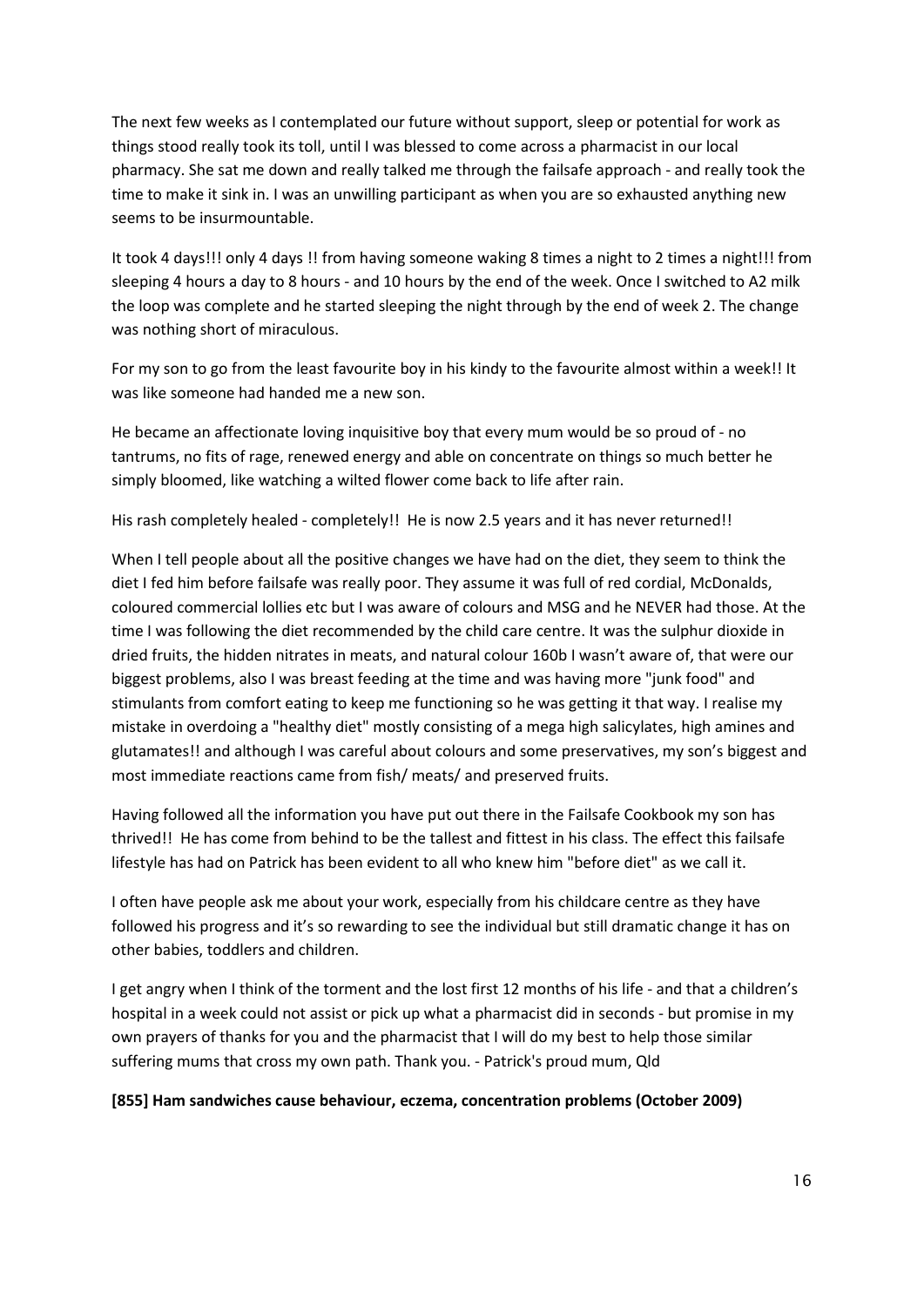The next few weeks as I contemplated our future without support, sleep or potential for work as things stood really took its toll, until I was blessed to come across a pharmacist in our local pharmacy. She sat me down and really talked me through the failsafe approach - and really took the time to make it sink in. I was an unwilling participant as when you are so exhausted anything new seems to be insurmountable.

It took 4 days!!! only 4 days !! from having someone waking 8 times a night to 2 times a night!!! from sleeping 4 hours a day to 8 hours - and 10 hours by the end of the week. Once I switched to A2 milk the loop was complete and he started sleeping the night through by the end of week 2. The change was nothing short of miraculous.

For my son to go from the least favourite boy in his kindy to the favourite almost within a week!! It was like someone had handed me a new son.

He became an affectionate loving inquisitive boy that every mum would be so proud of - no tantrums, no fits of rage, renewed energy and able on concentrate on things so much better he simply bloomed, like watching a wilted flower come back to life after rain.

His rash completely healed - completely!! He is now 2.5 years and it has never returned!!

When I tell people about all the positive changes we have had on the diet, they seem to think the diet I fed him before failsafe was really poor. They assume it was full of red cordial, McDonalds, coloured commercial lollies etc but I was aware of colours and MSG and he NEVER had those. At the time I was following the diet recommended by the child care centre. It was the sulphur dioxide in dried fruits, the hidden nitrates in meats, and natural colour 160b I wasn't aware of, that were our biggest problems, also I was breast feeding at the time and was having more "junk food" and stimulants from comfort eating to keep me functioning so he was getting it that way. I realise my mistake in overdoing a "healthy diet" mostly consisting of a mega high salicylates, high amines and glutamates!! and although I was careful about colours and some preservatives, my son's biggest and most immediate reactions came from fish/ meats/ and preserved fruits.

Having followed all the information you have put out there in the Failsafe Cookbook my son has thrived!! He has come from behind to be the tallest and fittest in his class. The effect this failsafe lifestyle has had on Patrick has been evident to all who knew him "before diet" as we call it.

I often have people ask me about your work, especially from his childcare centre as they have followed his progress and it's so rewarding to see the individual but still dramatic change it has on other babies, toddlers and children.

I get angry when I think of the torment and the lost first 12 months of his life - and that a children's hospital in a week could not assist or pick up what a pharmacist did in seconds - but promise in my own prayers of thanks for you and the pharmacist that I will do my best to help those similar suffering mums that cross my own path. Thank you. - Patrick's proud mum, Qld

**[855] Ham sandwiches cause behaviour, eczema, concentration problems (October 2009)**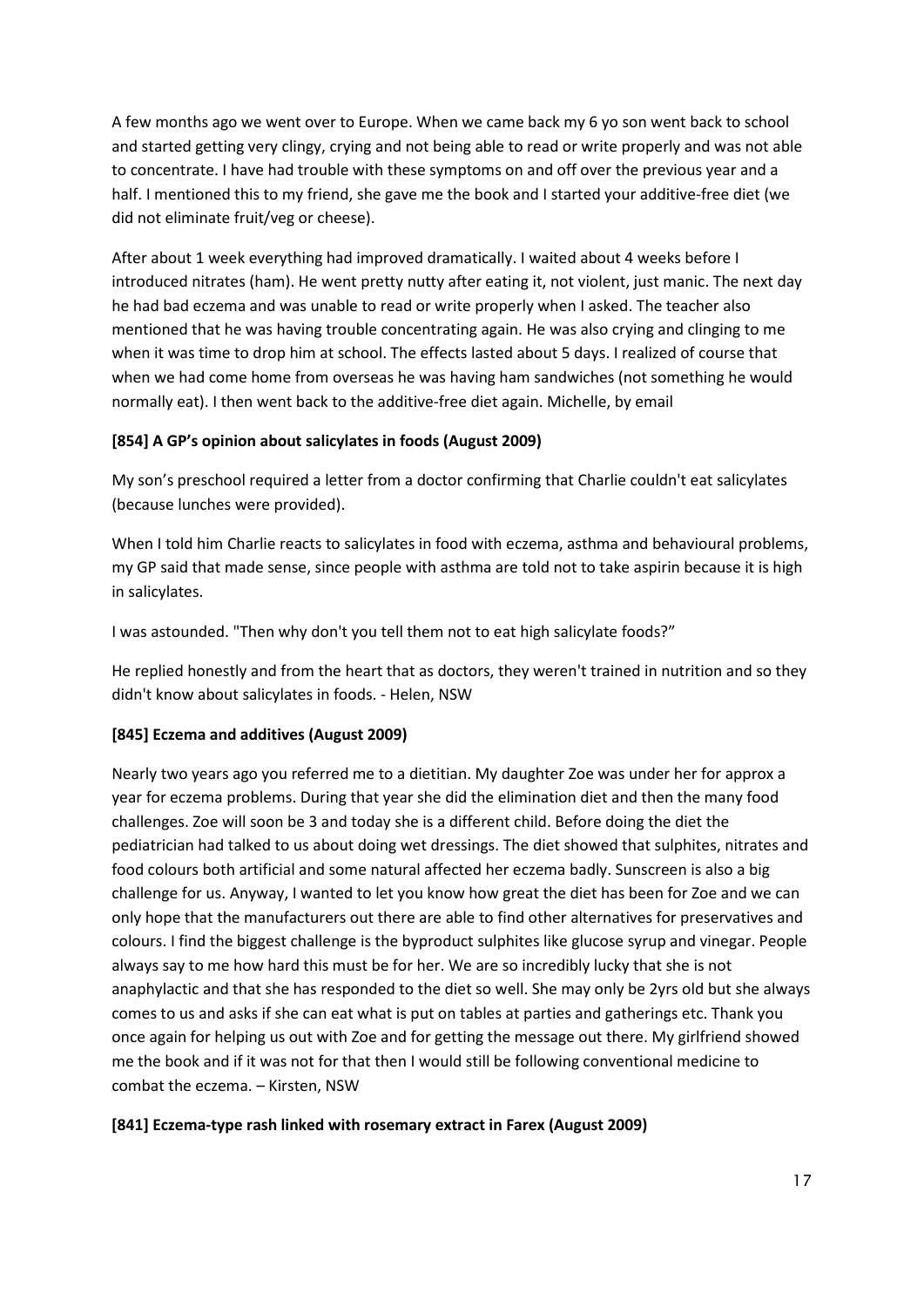A few months ago we went over to Europe. When we came back my 6 yo son went back to school and started getting very clingy, crying and not being able to read or write properly and was not able to concentrate. I have had trouble with these symptoms on and off over the previous year and a half. I mentioned this to my friend, she gave me the book and I started your additive-free diet (we did not eliminate fruit/veg or cheese).

After about 1 week everything had improved dramatically. I waited about 4 weeks before I introduced nitrates (ham). He went pretty nutty after eating it, not violent, just manic. The next day he had bad eczema and was unable to read or write properly when I asked. The teacher also mentioned that he was having trouble concentrating again. He was also crying and clinging to me when it was time to drop him at school. The effects lasted about 5 days. I realized of course that when we had come home from overseas he was having ham sandwiches (not something he would normally eat). I then went back to the additive-free diet again. Michelle, by email

**[854] A GP's opinion about salicylates in foods (August 2009)**

My son's preschool required a letter from a doctor confirming that Charlie couldn't eat salicylates (because lunches were provided).

When I told him Charlie reacts to salicylates in food with eczema, asthma and behavioural problems, my GP said that made sense, since people with asthma are told not to take aspirin because it is high in salicylates.

I was astounded. "Then why don't you tell them not to eat high salicylate foods?"

He replied honestly and from the heart that as doctors, they weren't trained in nutrition and so they didn't know about salicylates in foods. - Helen, NSW

**[845] Eczema and additives (August 2009)**

Nearly two years ago you referred me to a dietitian. My daughter Zoe was under her for approx a year for eczema problems. During that year she did the elimination diet and then the many food challenges. Zoe will soon be 3 and today she is a different child. Before doing the diet the pediatrician had talked to us about doing wet dressings. The diet showed that sulphites, nitrates and food colours both artificial and some natural affected her eczema badly. Sunscreen is also a big challenge for us. Anyway, I wanted to let you know how great the diet has been for Zoe and we can only hope that the manufacturers out there are able to find other alternatives for preservatives and colours. I find the biggest challenge is the byproduct sulphites like glucose syrup and vinegar. People always say to me how hard this must be for her. We are so incredibly lucky that she is not anaphylactic and that she has responded to the diet so well. She may only be 2yrs old but she always comes to us and asks if she can eat what is put on tables at parties and gatherings etc. Thank you once again for helping us out with Zoe and for getting the message out there. My girlfriend showed me the book and if it was not for that then I would still be following conventional medicine to combat the eczema. – Kirsten, NSW

**[841] Eczema-type rash linked with rosemary extract in Farex (August 2009)**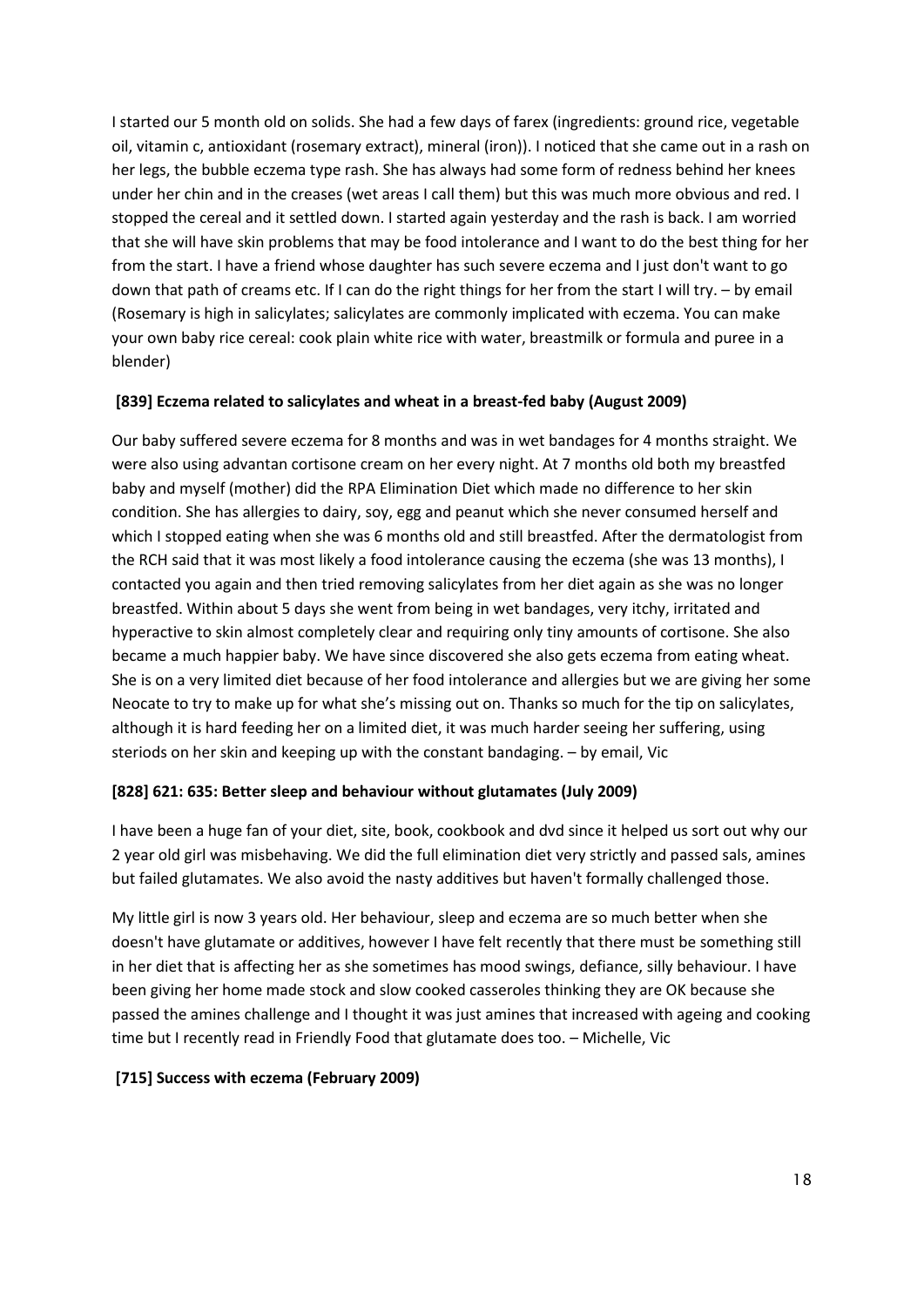I started our 5 month old on solids. She had a few days of farex (ingredients: ground rice, vegetable oil, vitamin c, antioxidant (rosemary extract), mineral (iron)). I noticed that she came out in a rash on her legs, the bubble eczema type rash. She has always had some form of redness behind her knees under her chin and in the creases (wet areas I call them) but this was much more obvious and red. I stopped the cereal and it settled down. I started again yesterday and the rash is back. I am worried that she will have skin problems that may be food intolerance and I want to do the best thing for her from the start. I have a friend whose daughter has such severe eczema and I just don't want to go down that path of creams etc. If I can do the right things for her from the start I will try. – by email (Rosemary is high in salicylates; salicylates are commonly implicated with eczema. You can make your own baby rice cereal: cook plain white rice with water, breastmilk or formula and puree in a blender)

**[839] Eczema related to salicylates and wheat in a breast-fed baby (August 2009)**

Our baby suffered severe eczema for 8 months and was in wet bandages for 4 months straight. We were also using advantan cortisone cream on her every night. At 7 months old both my breastfed baby and myself (mother) did the RPA Elimination Diet which made no difference to her skin condition. She has allergies to dairy, soy, egg and peanut which she never consumed herself and which I stopped eating when she was 6 months old and still breastfed. After the dermatologist from the RCH said that it was most likely a food intolerance causing the eczema (she was 13 months), I contacted you again and then tried removing salicylates from her diet again as she was no longer breastfed. Within about 5 days she went from being in wet bandages, very itchy, irritated and hyperactive to skin almost completely clear and requiring only tiny amounts of cortisone. She also became a much happier baby. We have since discovered she also gets eczema from eating wheat. She is on a very limited diet because of her food intolerance and allergies but we are giving her some Neocate to try to make up for what she's missing out on. Thanks so much for the tip on salicylates, although it is hard feeding her on a limited diet, it was much harder seeing her suffering, using steriods on her skin and keeping up with the constant bandaging. – by email, Vic

**[828] 621: 635: Better sleep and behaviour without glutamates (July 2009)**

I have been a huge fan of your diet, site, book, cookbook and dvd since it helped us sort out why our 2 year old girl was misbehaving. We did the full elimination diet very strictly and passed sals, amines but failed glutamates. We also avoid the nasty additives but haven't formally challenged those.

My little girl is now 3 years old. Her behaviour, sleep and eczema are so much better when she doesn't have glutamate or additives, however I have felt recently that there must be something still in her diet that is affecting her as she sometimes has mood swings, defiance, silly behaviour. I have been giving her home made stock and slow cooked casseroles thinking they are OK because she passed the amines challenge and I thought it was just amines that increased with ageing and cooking time but I recently read in Friendly Food that glutamate does too. – Michelle, Vic

**[715] Success with eczema (February 2009)**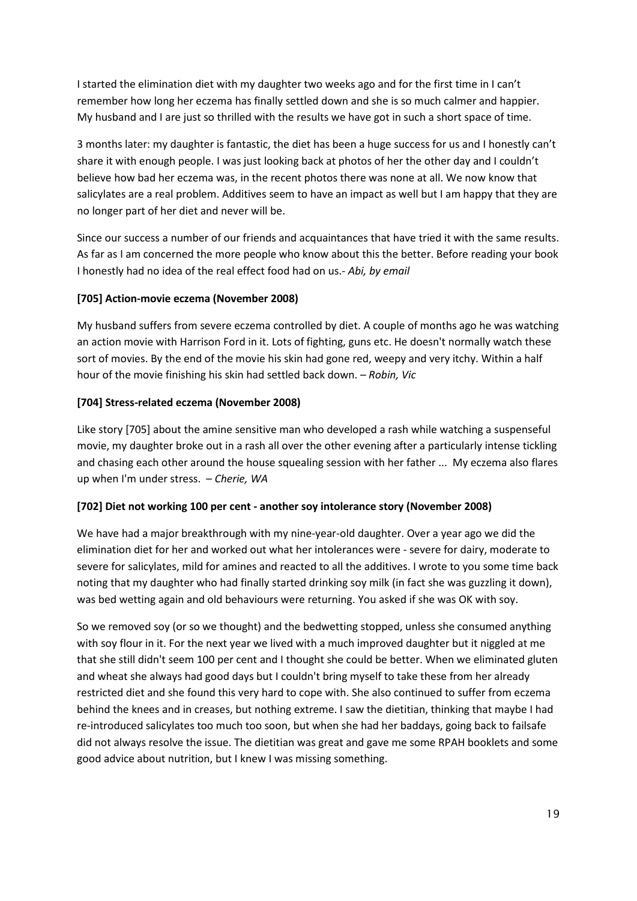I started the elimination diet with my daughter two weeks ago and for the first time in I can't remember how long her eczema has finally settled down and she is so much calmer and happier. My husband and I are just so thrilled with the results we have got in such a short space of time.

3 months later: my daughter is fantastic, the diet has been a huge success for us and I honestly can't share it with enough people. I was just looking back at photos of her the other day and I couldn't believe how bad her eczema was, in the recent photos there was none at all. We now know that salicylates are a real problem. Additives seem to have an impact as well but I am happy that they are no longer part of her diet and never will be.

Since our success a number of our friends and acquaintances that have tried it with the same results. As far as I am concerned the more people who know about this the better. Before reading your book I honestly had no idea of the real effect food had on us.- *Abi, by email*

**[705] Action-movie eczema (November 2008)**

My husband suffers from severe eczema controlled by diet. A couple of months ago he was watching an action movie with Harrison Ford in it. Lots of fighting, guns etc. He doesn't normally watch these sort of movies. By the end of the movie his skin had gone red, weepy and very itchy. Within a half hour of the movie finishing his skin had settled back down. – *Robin, Vic*

**[704] Stress-related eczema (November 2008)**

Like story [705] about the amine sensitive man who developed a rash while watching a suspenseful movie, my daughter broke out in a rash all over the other evening after a particularly intense tickling and chasing each other around the house squealing session with her father ... My eczema also flares up when I'm under stress. – *Cherie, WA*

**[702] Diet not working 100 per cent - another soy intolerance story (November 2008)**

We have had a major breakthrough with my nine-year-old daughter. Over a year ago we did the elimination diet for her and worked out what her intolerances were - severe for dairy, moderate to severe for salicylates, mild for amines and reacted to all the additives. I wrote to you some time back noting that my daughter who had finally started drinking soy milk (in fact she was guzzling it down), was bed wetting again and old behaviours were returning. You asked if she was OK with soy.

So we removed soy (or so we thought) and the bedwetting stopped, unless she consumed anything with soy flour in it. For the next year we lived with a much improved daughter but it niggled at me that she still didn't seem 100 per cent and I thought she could be better. When we eliminated gluten and wheat she always had good days but I couldn't bring myself to take these from her already restricted diet and she found this very hard to cope with. She also continued to suffer from eczema behind the knees and in creases, but nothing extreme. I saw the dietitian, thinking that maybe I had re-introduced salicylates too much too soon, but when she had her baddays, going back to failsafe did not always resolve the issue. The dietitian was great and gave me some RPAH booklets and some good advice about nutrition, but I knew I was missing something.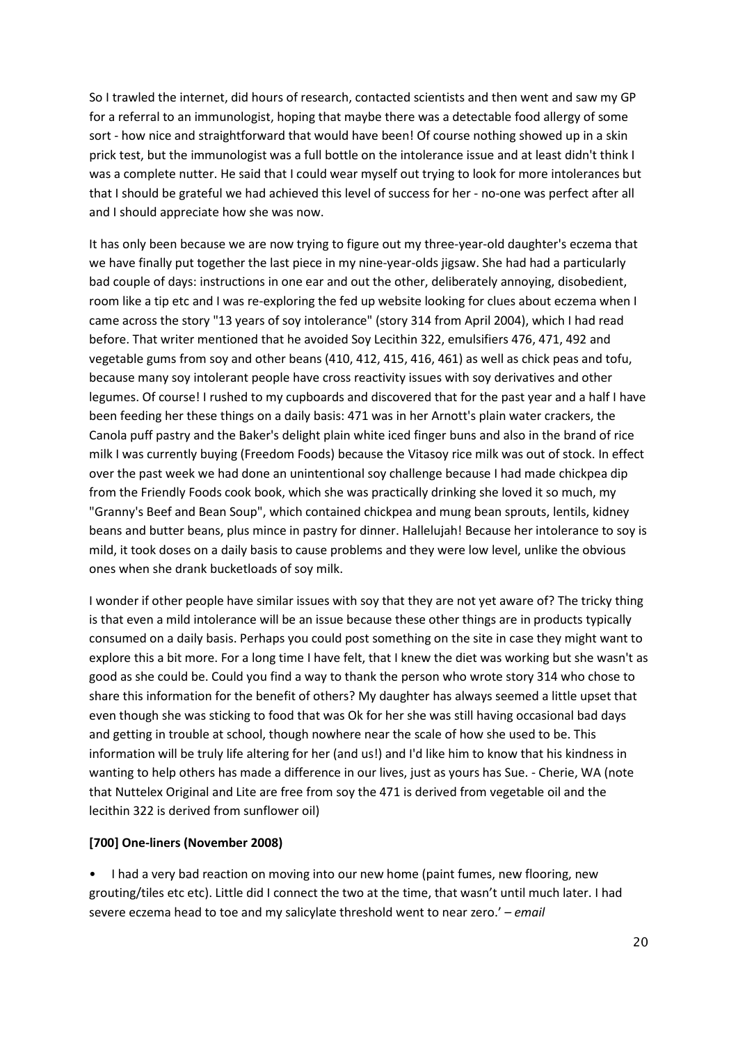So I trawled the internet, did hours of research, contacted scientists and then went and saw my GP for a referral to an immunologist, hoping that maybe there was a detectable food allergy of some sort - how nice and straightforward that would have been! Of course nothing showed up in a skin prick test, but the immunologist was a full bottle on the intolerance issue and at least didn't think I was a complete nutter. He said that I could wear myself out trying to look for more intolerances but that I should be grateful we had achieved this level of success for her - no-one was perfect after all and I should appreciate how she was now.

It has only been because we are now trying to figure out my three-year-old daughter's eczema that we have finally put together the last piece in my nine-year-olds jigsaw. She had had a particularly bad couple of days: instructions in one ear and out the other, deliberately annoying, disobedient, room like a tip etc and I was re-exploring the fed up website looking for clues about eczema when I came across the story "13 years of soy intolerance" (story 314 from April 2004), which I had read before. That writer mentioned that he avoided Soy Lecithin 322, emulsifiers 476, 471, 492 and vegetable gums from soy and other beans (410, 412, 415, 416, 461) as well as chick peas and tofu, because many soy intolerant people have cross reactivity issues with soy derivatives and other legumes. Of course! I rushed to my cupboards and discovered that for the past year and a half I have been feeding her these things on a daily basis: 471 was in her Arnott's plain water crackers, the Canola puff pastry and the Baker's delight plain white iced finger buns and also in the brand of rice milk I was currently buying (Freedom Foods) because the Vitasoy rice milk was out of stock. In effect over the past week we had done an unintentional soy challenge because I had made chickpea dip from the Friendly Foods cook book, which she was practically drinking she loved it so much, my "Granny's Beef and Bean Soup", which contained chickpea and mung bean sprouts, lentils, kidney beans and butter beans, plus mince in pastry for dinner. Hallelujah! Because her intolerance to soy is mild, it took doses on a daily basis to cause problems and they were low level, unlike the obvious ones when she drank bucketloads of soy milk.

I wonder if other people have similar issues with soy that they are not yet aware of? The tricky thing is that even a mild intolerance will be an issue because these other things are in products typically consumed on a daily basis. Perhaps you could post something on the site in case they might want to explore this a bit more. For a long time I have felt, that I knew the diet was working but she wasn't as good as she could be. Could you find a way to thank the person who wrote story 314 who chose to share this information for the benefit of others? My daughter has always seemed a little upset that even though she was sticking to food that was Ok for her she was still having occasional bad days and getting in trouble at school, though nowhere near the scale of how she used to be. This information will be truly life altering for her (and us!) and I'd like him to know that his kindness in wanting to help others has made a difference in our lives, just as yours has Sue. - Cherie, WA (note that Nuttelex Original and Lite are free from soy the 471 is derived from vegetable oil and the lecithin 322 is derived from sunflower oil)

**[700] One-liners (November 2008)**

- I had a very bad reaction on moving into our new home (paint fumes, new flooring, new grouting/tiles etc etc). Little did I connect the two at the time, that wasn't until much later. I had severe eczema head to toe and my salicylate threshold went to near zero.' – *email*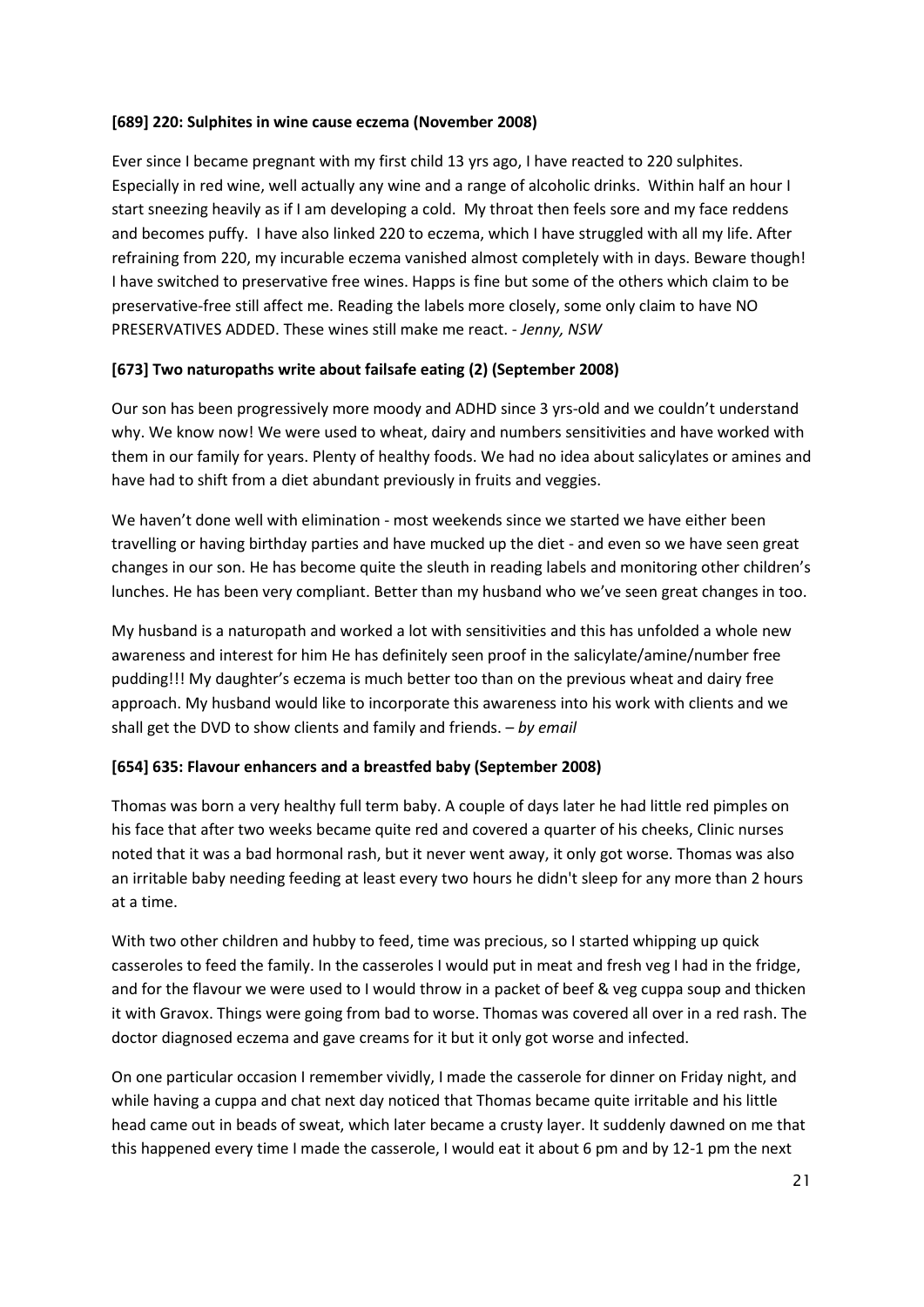**[689] 220: Sulphites in wine cause eczema (November 2008)**

Ever since I became pregnant with my first child 13 yrs ago, I have reacted to 220 sulphites. Especially in red wine, well actually any wine and a range of alcoholic drinks. Within half an hour I start sneezing heavily as if I am developing a cold. My throat then feels sore and my face reddens and becomes puffy. I have also linked 220 to eczema, which I have struggled with all my life. After refraining from 220, my incurable eczema vanished almost completely with in days. Beware though! I have switched to preservative free wines. Happs is fine but some of the others which claim to be preservative-free still affect me. Reading the labels more closely, some only claim to have NO PRESERVATIVES ADDED. These wines still make me react. - *Jenny, NSW*

**[673] Two naturopaths write about failsafe eating (2) (September 2008)**

Our son has been progressively more moody and ADHD since 3 yrs-old and we couldn't understand why. We know now! We were used to wheat, dairy and numbers sensitivities and have worked with them in our family for years. Plenty of healthy foods. We had no idea about salicylates or amines and have had to shift from a diet abundant previously in fruits and veggies.

We haven't done well with elimination - most weekends since we started we have either been travelling or having birthday parties and have mucked up the diet - and even so we have seen great changes in our son. He has become quite the sleuth in reading labels and monitoring other children's lunches. He has been very compliant. Better than my husband who we've seen great changes in too.

My husband is a naturopath and worked a lot with sensitivities and this has unfolded a whole new awareness and interest for him He has definitely seen proof in the salicylate/amine/number free pudding!!! My daughter's eczema is much better too than on the previous wheat and dairy free approach. My husband would like to incorporate this awareness into his work with clients and we shall get the DVD to show clients and family and friends. – *by email*

**[654] 635: Flavour enhancers and a breastfed baby (September 2008)**

Thomas was born a very healthy full term baby. A couple of days later he had little red pimples on his face that after two weeks became quite red and covered a quarter of his cheeks, Clinic nurses noted that it was a bad hormonal rash, but it never went away, it only got worse. Thomas was also an irritable baby needing feeding at least every two hours he didn't sleep for any more than 2 hours at a time.

With two other children and hubby to feed, time was precious, so I started whipping up quick casseroles to feed the family. In the casseroles I would put in meat and fresh veg I had in the fridge, and for the flavour we were used to I would throw in a packet of beef & veg cuppa soup and thicken it with Gravox. Things were going from bad to worse. Thomas was covered all over in a red rash. The doctor diagnosed eczema and gave creams for it but it only got worse and infected.

On one particular occasion I remember vividly, I made the casserole for dinner on Friday night, and while having a cuppa and chat next day noticed that Thomas became quite irritable and his little head came out in beads of sweat, which later became a crusty layer. It suddenly dawned on me that this happened every time I made the casserole, I would eat it about 6 pm and by 12-1 pm the next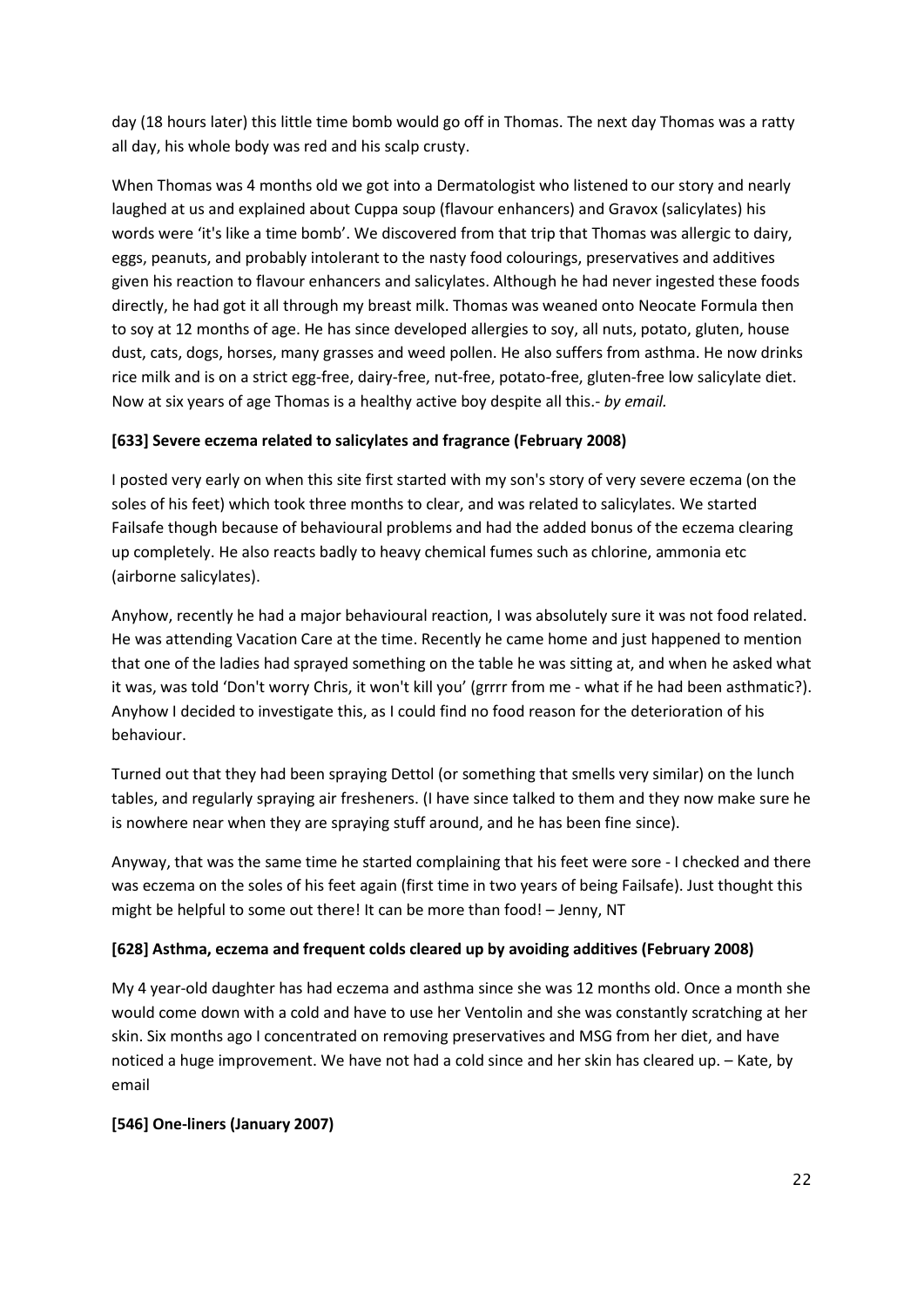day (18 hours later) this little time bomb would go off in Thomas. The next day Thomas was a ratty all day, his whole body was red and his scalp crusty.

When Thomas was 4 months old we got into a Dermatologist who listened to our story and nearly laughed at us and explained about Cuppa soup (flavour enhancers) and Gravox (salicylates) his words were 'it's like a time bomb'. We discovered from that trip that Thomas was allergic to dairy, eggs, peanuts, and probably intolerant to the nasty food colourings, preservatives and additives given his reaction to flavour enhancers and salicylates. Although he had never ingested these foods directly, he had got it all through my breast milk. Thomas was weaned onto Neocate Formula then to soy at 12 months of age. He has since developed allergies to soy, all nuts, potato, gluten, house dust, cats, dogs, horses, many grasses and weed pollen. He also suffers from asthma. He now drinks rice milk and is on a strict egg-free, dairy-free, nut-free, potato-free, gluten-free low salicylate diet. Now at six years of age Thomas is a healthy active boy despite all this.- *by email.*

**[633] Severe eczema related to salicylates and fragrance (February 2008)**

I posted very early on when this site first started with my son's story of very severe eczema (on the soles of his feet) which took three months to clear, and was related to salicylates. We started Failsafe though because of behavioural problems and had the added bonus of the eczema clearing up completely. He also reacts badly to heavy chemical fumes such as chlorine, ammonia etc (airborne salicylates).

Anyhow, recently he had a major behavioural reaction, I was absolutely sure it was not food related. He was attending Vacation Care at the time. Recently he came home and just happened to mention that one of the ladies had sprayed something on the table he was sitting at, and when he asked what it was, was told 'Don't worry Chris, it won't kill you' (grrrr from me - what if he had been asthmatic?). Anyhow I decided to investigate this, as I could find no food reason for the deterioration of his behaviour.

Turned out that they had been spraying Dettol (or something that smells very similar) on the lunch tables, and regularly spraying air fresheners. (I have since talked to them and they now make sure he is nowhere near when they are spraying stuff around, and he has been fine since).

Anyway, that was the same time he started complaining that his feet were sore - I checked and there was eczema on the soles of his feet again (first time in two years of being Failsafe). Just thought this might be helpful to some out there! It can be more than food! – Jenny, NT

**[628] Asthma, eczema and frequent colds cleared up by avoiding additives (February 2008)**

My 4 year-old daughter has had eczema and asthma since she was 12 months old. Once a month she would come down with a cold and have to use her Ventolin and she was constantly scratching at her skin. Six months ago I concentrated on removing preservatives and MSG from her diet, and have noticed a huge improvement. We have not had a cold since and her skin has cleared up. – Kate, by email

**[546] One-liners (January 2007)**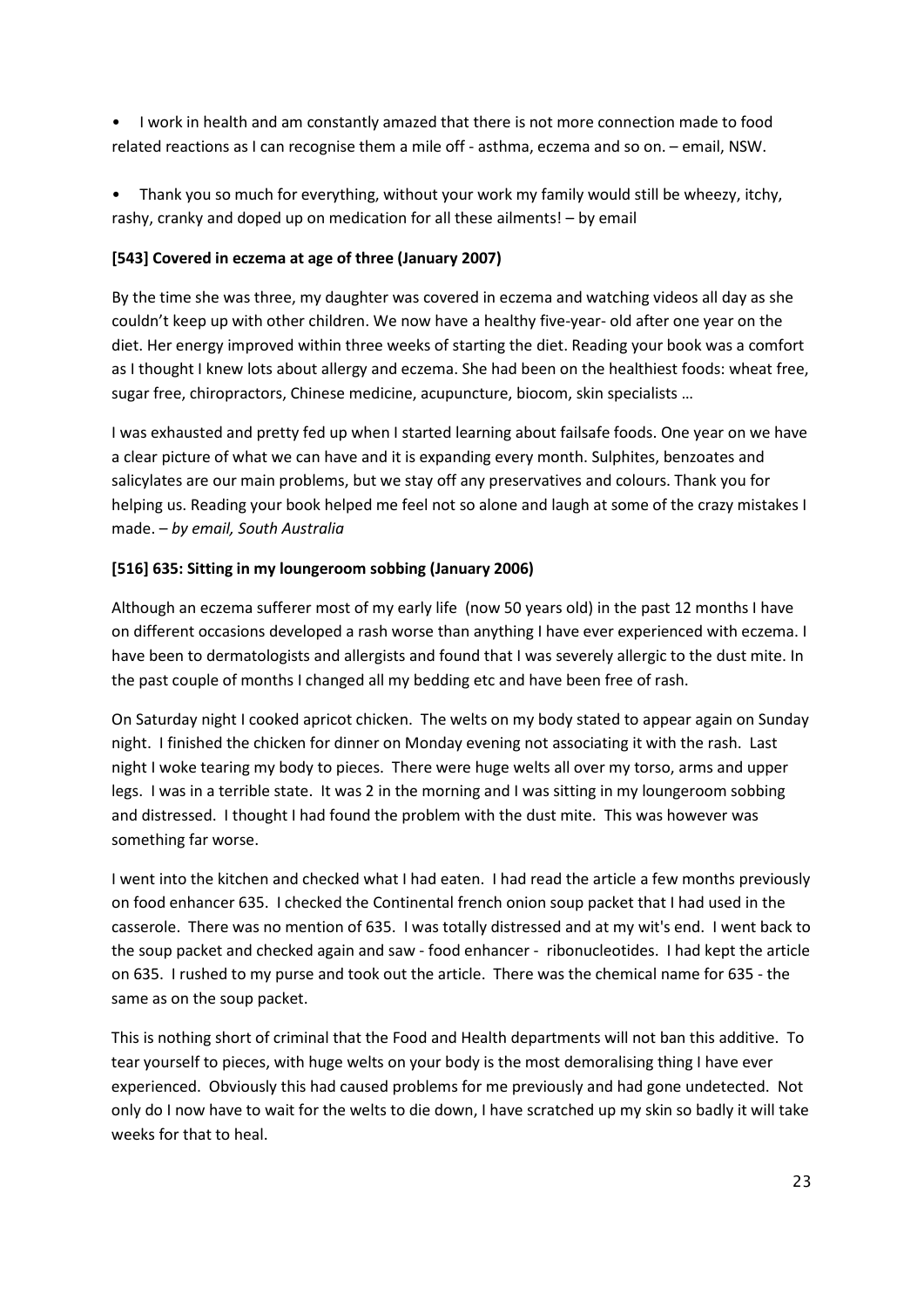- I work in health and am constantly amazed that there is not more connection made to food related reactions as I can recognise them a mile off - asthma, eczema and so on. – email, NSW.

- Thank you so much for everything, without your work my family would still be wheezy, itchy, rashy, cranky and doped up on medication for all these ailments! – by email

**[543] Covered in eczema at age of three (January 2007)**

By the time she was three, my daughter was covered in eczema and watching videos all day as she couldn't keep up with other children. We now have a healthy five-year- old after one year on the diet. Her energy improved within three weeks of starting the diet. Reading your book was a comfort as I thought I knew lots about allergy and eczema. She had been on the healthiest foods: wheat free, sugar free, chiropractors, Chinese medicine, acupuncture, biocom, skin specialists …

I was exhausted and pretty fed up when I started learning about failsafe foods. One year on we have a clear picture of what we can have and it is expanding every month. Sulphites, benzoates and salicylates are our main problems, but we stay off any preservatives and colours. Thank you for helping us. Reading your book helped me feel not so alone and laugh at some of the crazy mistakes I made. – *by email, South Australia*

**[516] 635: Sitting in my loungeroom sobbing (January 2006)**

Although an eczema sufferer most of my early life (now 50 years old) in the past 12 months I have on different occasions developed a rash worse than anything I have ever experienced with eczema. I have been to dermatologists and allergists and found that I was severely allergic to the dust mite. In the past couple of months I changed all my bedding etc and have been free of rash.

On Saturday night I cooked apricot chicken. The welts on my body stated to appear again on Sunday night. I finished the chicken for dinner on Monday evening not associating it with the rash. Last night I woke tearing my body to pieces. There were huge welts all over my torso, arms and upper legs. I was in a terrible state. It was 2 in the morning and I was sitting in my loungeroom sobbing and distressed. I thought I had found the problem with the dust mite. This was however was something far worse.

I went into the kitchen and checked what I had eaten. I had read the article a few months previously on food enhancer 635. I checked the Continental french onion soup packet that I had used in the casserole. There was no mention of 635. I was totally distressed and at my wit's end. I went back to the soup packet and checked again and saw - food enhancer - ribonucleotides. I had kept the article on 635. I rushed to my purse and took out the article. There was the chemical name for 635 - the same as on the soup packet.

This is nothing short of criminal that the Food and Health departments will not ban this additive. To tear yourself to pieces, with huge welts on your body is the most demoralising thing I have ever experienced. Obviously this had caused problems for me previously and had gone undetected. Not only do I now have to wait for the welts to die down, I have scratched up my skin so badly it will take weeks for that to heal.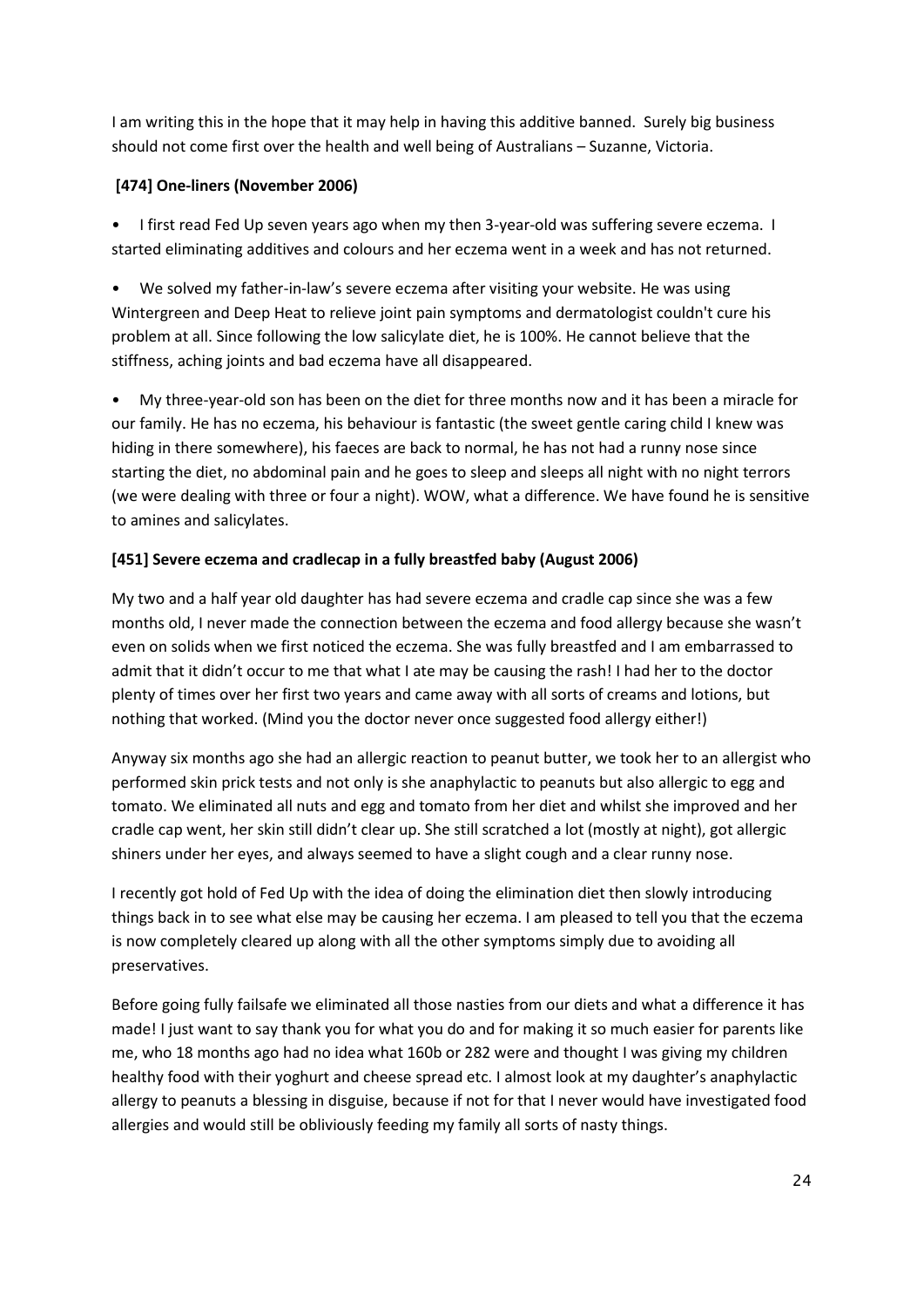I am writing this in the hope that it may help in having this additive banned. Surely big business should not come first over the health and well being of Australians – Suzanne, Victoria.

**[474] One-liners (November 2006)**

- I first read Fed Up seven years ago when my then 3-year-old was suffering severe eczema. I started eliminating additives and colours and her eczema went in a week and has not returned.
- We solved my father-in-law's severe eczema after visiting your website. He was using Wintergreen and Deep Heat to relieve joint pain symptoms and dermatologist couldn't cure his problem at all. Since following the low salicylate diet, he is 100%. He cannot believe that the stiffness, aching joints and bad eczema have all disappeared.
- My three-year-old son has been on the diet for three months now and it has been a miracle for our family. He has no eczema, his behaviour is fantastic (the sweet gentle caring child I knew was hiding in there somewhere), his faeces are back to normal, he has not had a runny nose since starting the diet, no abdominal pain and he goes to sleep and sleeps all night with no night terrors (we were dealing with three or four a night). WOW, what a difference. We have found he is sensitive to amines and salicylates.

**[451] Severe eczema and cradlecap in a fully breastfed baby (August 2006)**

My two and a half year old daughter has had severe eczema and cradle cap since she was a few months old, I never made the connection between the eczema and food allergy because she wasn't even on solids when we first noticed the eczema. She was fully breastfed and I am embarrassed to admit that it didn't occur to me that what I ate may be causing the rash! I had her to the doctor plenty of times over her first two years and came away with all sorts of creams and lotions, but nothing that worked. (Mind you the doctor never once suggested food allergy either!)

Anyway six months ago she had an allergic reaction to peanut butter, we took her to an allergist who performed skin prick tests and not only is she anaphylactic to peanuts but also allergic to egg and tomato. We eliminated all nuts and egg and tomato from her diet and whilst she improved and her cradle cap went, her skin still didn't clear up. She still scratched a lot (mostly at night), got allergic shiners under her eyes, and always seemed to have a slight cough and a clear runny nose.

I recently got hold of Fed Up with the idea of doing the elimination diet then slowly introducing things back in to see what else may be causing her eczema. I am pleased to tell you that the eczema is now completely cleared up along with all the other symptoms simply due to avoiding all preservatives.

Before going fully failsafe we eliminated all those nasties from our diets and what a difference it has made! I just want to say thank you for what you do and for making it so much easier for parents like me, who 18 months ago had no idea what 160b or 282 were and thought I was giving my children healthy food with their yoghurt and cheese spread etc. I almost look at my daughter's anaphylactic allergy to peanuts a blessing in disguise, because if not for that I never would have investigated food allergies and would still be obliviously feeding my family all sorts of nasty things.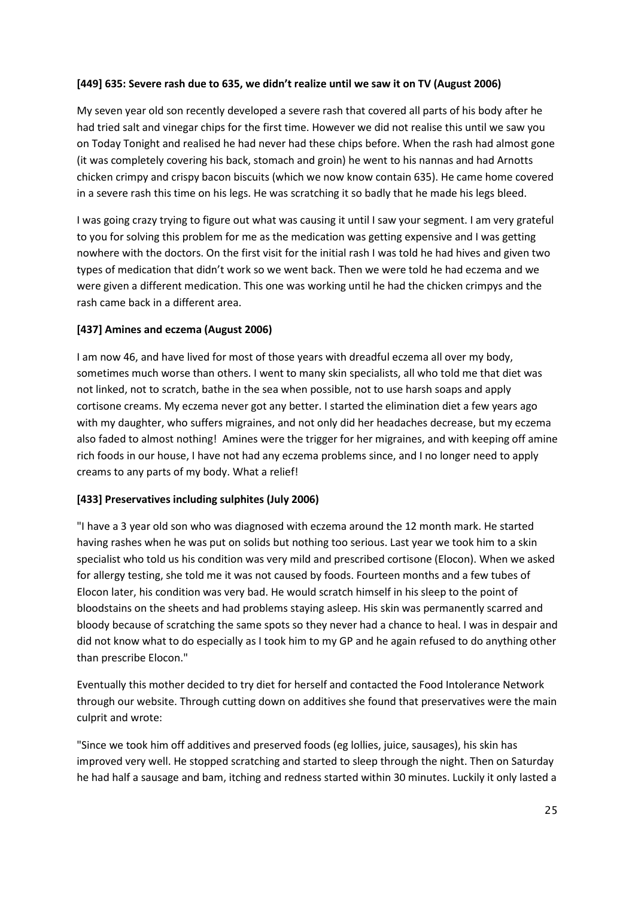**[449] 635: Severe rash due to 635, we didn't realize until we saw it on TV (August 2006)**

My seven year old son recently developed a severe rash that covered all parts of his body after he had tried salt and vinegar chips for the first time. However we did not realise this until we saw you on Today Tonight and realised he had never had these chips before. When the rash had almost gone (it was completely covering his back, stomach and groin) he went to his nannas and had Arnotts chicken crimpy and crispy bacon biscuits (which we now know contain 635). He came home covered in a severe rash this time on his legs. He was scratching it so badly that he made his legs bleed.

I was going crazy trying to figure out what was causing it until I saw your segment. I am very grateful to you for solving this problem for me as the medication was getting expensive and I was getting nowhere with the doctors. On the first visit for the initial rash I was told he had hives and given two types of medication that didn't work so we went back. Then we were told he had eczema and we were given a different medication. This one was working until he had the chicken crimpys and the rash came back in a different area.

**[437] Amines and eczema (August 2006)**

I am now 46, and have lived for most of those years with dreadful eczema all over my body, sometimes much worse than others. I went to many skin specialists, all who told me that diet was not linked, not to scratch, bathe in the sea when possible, not to use harsh soaps and apply cortisone creams. My eczema never got any better. I started the elimination diet a few years ago with my daughter, who suffers migraines, and not only did her headaches decrease, but my eczema also faded to almost nothing! Amines were the trigger for her migraines, and with keeping off amine rich foods in our house, I have not had any eczema problems since, and I no longer need to apply creams to any parts of my body. What a relief!

**[433] Preservatives including sulphites (July 2006)**

"I have a 3 year old son who was diagnosed with eczema around the 12 month mark. He started having rashes when he was put on solids but nothing too serious. Last year we took him to a skin specialist who told us his condition was very mild and prescribed cortisone (Elocon). When we asked for allergy testing, she told me it was not caused by foods. Fourteen months and a few tubes of Elocon later, his condition was very bad. He would scratch himself in his sleep to the point of bloodstains on the sheets and had problems staying asleep. His skin was permanently scarred and bloody because of scratching the same spots so they never had a chance to heal. I was in despair and did not know what to do especially as I took him to my GP and he again refused to do anything other than prescribe Elocon."

Eventually this mother decided to try diet for herself and contacted the Food Intolerance Network through our website. Through cutting down on additives she found that preservatives were the main culprit and wrote:

"Since we took him off additives and preserved foods (eg lollies, juice, sausages), his skin has improved very well. He stopped scratching and started to sleep through the night. Then on Saturday he had half a sausage and bam, itching and redness started within 30 minutes. Luckily it only lasted a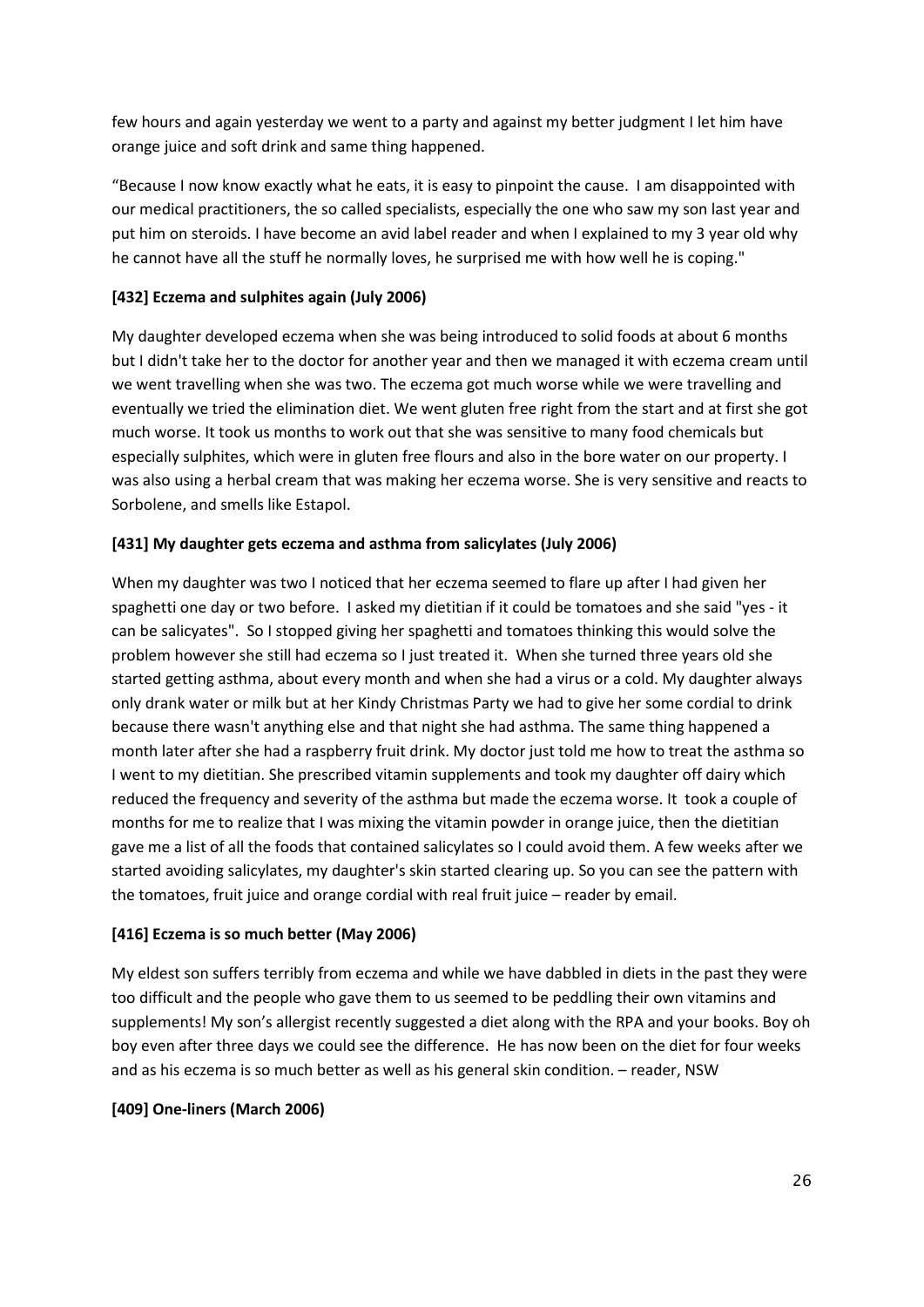few hours and again yesterday we went to a party and against my better judgment I let him have orange juice and soft drink and same thing happened.

"Because I now know exactly what he eats, it is easy to pinpoint the cause. I am disappointed with our medical practitioners, the so called specialists, especially the one who saw my son last year and put him on steroids. I have become an avid label reader and when I explained to my 3 year old why he cannot have all the stuff he normally loves, he surprised me with how well he is coping."

**[432] Eczema and sulphites again (July 2006)**

My daughter developed eczema when she was being introduced to solid foods at about 6 months but I didn't take her to the doctor for another year and then we managed it with eczema cream until we went travelling when she was two. The eczema got much worse while we were travelling and eventually we tried the elimination diet. We went gluten free right from the start and at first she got much worse. It took us months to work out that she was sensitive to many food chemicals but especially sulphites, which were in gluten free flours and also in the bore water on our property. I was also using a herbal cream that was making her eczema worse. She is very sensitive and reacts to Sorbolene, and smells like Estapol.

**[431] My daughter gets eczema and asthma from salicylates (July 2006)**

When my daughter was two I noticed that her eczema seemed to flare up after I had given her spaghetti one day or two before. I asked my dietitian if it could be tomatoes and she said "yes - it can be salicyates". So I stopped giving her spaghetti and tomatoes thinking this would solve the problem however she still had eczema so I just treated it. When she turned three years old she started getting asthma, about every month and when she had a virus or a cold. My daughter always only drank water or milk but at her Kindy Christmas Party we had to give her some cordial to drink because there wasn't anything else and that night she had asthma. The same thing happened a month later after she had a raspberry fruit drink. My doctor just told me how to treat the asthma so I went to my dietitian. She prescribed vitamin supplements and took my daughter off dairy which reduced the frequency and severity of the asthma but made the eczema worse. It took a couple of months for me to realize that I was mixing the vitamin powder in orange juice, then the dietitian gave me a list of all the foods that contained salicylates so I could avoid them. A few weeks after we started avoiding salicylates, my daughter's skin started clearing up. So you can see the pattern with the tomatoes, fruit juice and orange cordial with real fruit juice – reader by email.

**[416] Eczema is so much better (May 2006)**

My eldest son suffers terribly from eczema and while we have dabbled in diets in the past they were too difficult and the people who gave them to us seemed to be peddling their own vitamins and supplements! My son's allergist recently suggested a diet along with the RPA and your books. Boy oh boy even after three days we could see the difference. He has now been on the diet for four weeks and as his eczema is so much better as well as his general skin condition. – reader, NSW

**[409] One-liners (March 2006)**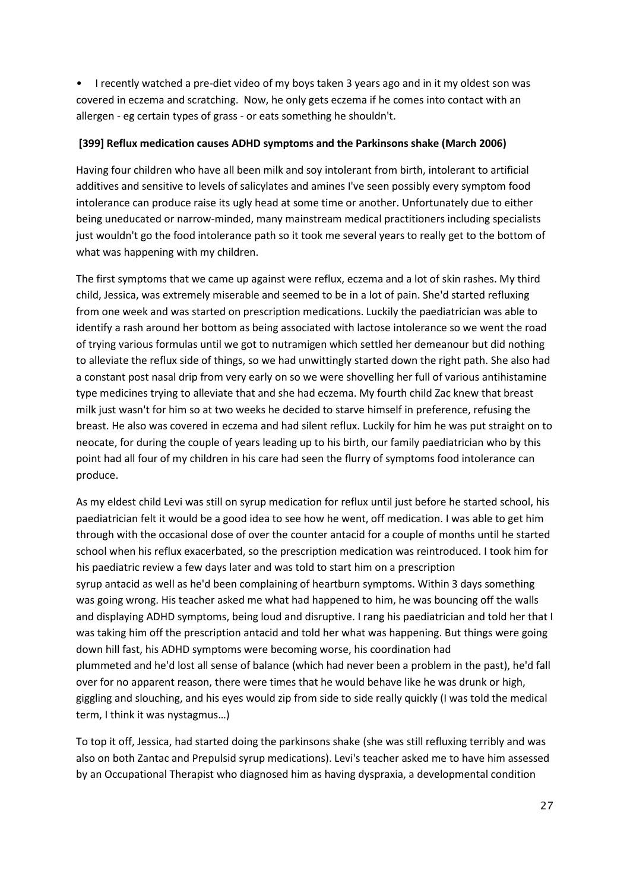- I recently watched a pre-diet video of my boys taken 3 years ago and in it my oldest son was covered in eczema and scratching. Now, he only gets eczema if he comes into contact with an allergen - eg certain types of grass - or eats something he shouldn't.

**[399] Reflux medication causes ADHD symptoms and the Parkinsons shake (March 2006)**

Having four children who have all been milk and soy intolerant from birth, intolerant to artificial additives and sensitive to levels of salicylates and amines I've seen possibly every symptom food intolerance can produce raise its ugly head at some time or another. Unfortunately due to either being uneducated or narrow-minded, many mainstream medical practitioners including specialists just wouldn't go the food intolerance path so it took me several years to really get to the bottom of what was happening with my children.

The first symptoms that we came up against were reflux, eczema and a lot of skin rashes. My third child, Jessica, was extremely miserable and seemed to be in a lot of pain. She'd started refluxing from one week and was started on prescription medications. Luckily the paediatrician was able to identify a rash around her bottom as being associated with lactose intolerance so we went the road of trying various formulas until we got to nutramigen which settled her demeanour but did nothing to alleviate the reflux side of things, so we had unwittingly started down the right path. She also had a constant post nasal drip from very early on so we were shovelling her full of various antihistamine type medicines trying to alleviate that and she had eczema. My fourth child Zac knew that breast milk just wasn't for him so at two weeks he decided to starve himself in preference, refusing the breast. He also was covered in eczema and had silent reflux. Luckily for him he was put straight on to neocate, for during the couple of years leading up to his birth, our family paediatrician who by this point had all four of my children in his care had seen the flurry of symptoms food intolerance can produce.

As my eldest child Levi was still on syrup medication for reflux until just before he started school, his paediatrician felt it would be a good idea to see how he went, off medication. I was able to get him through with the occasional dose of over the counter antacid for a couple of months until he started school when his reflux exacerbated, so the prescription medication was reintroduced. I took him for his paediatric review a few days later and was told to start him on a prescription syrup antacid as well as he'd been complaining of heartburn symptoms. Within 3 days something was going wrong. His teacher asked me what had happened to him, he was bouncing off the walls and displaying ADHD symptoms, being loud and disruptive. I rang his paediatrician and told her that I was taking him off the prescription antacid and told her what was happening. But things were going down hill fast, his ADHD symptoms were becoming worse, his coordination had plummeted and he'd lost all sense of balance (which had never been a problem in the past), he'd fall over for no apparent reason, there were times that he would behave like he was drunk or high, giggling and slouching, and his eyes would zip from side to side really quickly (I was told the medical term, I think it was nystagmus…)

To top it off, Jessica, had started doing the parkinsons shake (she was still refluxing terribly and was also on both Zantac and Prepulsid syrup medications). Levi's teacher asked me to have him assessed by an Occupational Therapist who diagnosed him as having dyspraxia, a developmental condition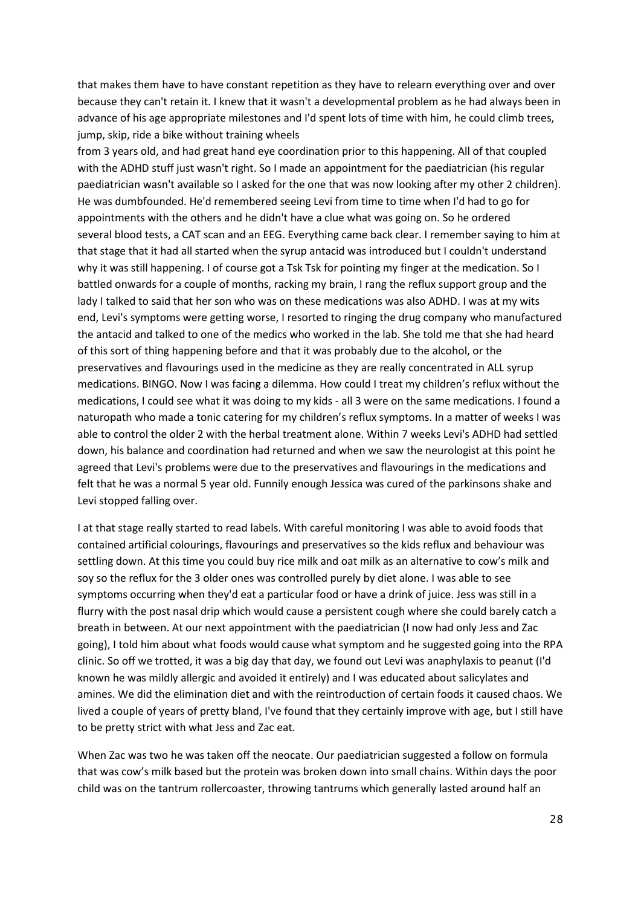that makes them have to have constant repetition as they have to relearn everything over and over because they can't retain it. I knew that it wasn't a developmental problem as he had always been in advance of his age appropriate milestones and I'd spent lots of time with him, he could climb trees, jump, skip, ride a bike without training wheels from 3 years old, and had great hand eye coordination prior to this happening. All of that coupled with the ADHD stuff just wasn't right. So I made an appointment for the paediatrician (his regular paediatrician wasn't available so I asked for the one that was now looking after my other 2 children). He was dumbfounded. He'd remembered seeing Levi from time to time when I'd had to go for appointments with the others and he didn't have a clue what was going on. So he ordered several blood tests, a CAT scan and an EEG. Everything came back clear. I remember saying to him at that stage that it had all started when the syrup antacid was introduced but I couldn't understand why it was still happening. I of course got a Tsk Tsk for pointing my finger at the medication. So I battled onwards for a couple of months, racking my brain, I rang the reflux support group and the lady I talked to said that her son who was on these medications was also ADHD. I was at my wits end, Levi's symptoms were getting worse, I resorted to ringing the drug company who manufactured the antacid and talked to one of the medics who worked in the lab. She told me that she had heard of this sort of thing happening before and that it was probably due to the alcohol, or the preservatives and flavourings used in the medicine as they are really concentrated in ALL syrup medications. BINGO. Now I was facing a dilemma. How could I treat my children's reflux without the medications, I could see what it was doing to my kids - all 3 were on the same medications. I found a naturopath who made a tonic catering for my children's reflux symptoms. In a matter of weeks I was able to control the older 2 with the herbal treatment alone. Within 7 weeks Levi's ADHD had settled down, his balance and coordination had returned and when we saw the neurologist at this point he agreed that Levi's problems were due to the preservatives and flavourings in the medications and felt that he was a normal 5 year old. Funnily enough Jessica was cured of the parkinsons shake and Levi stopped falling over.

I at that stage really started to read labels. With careful monitoring I was able to avoid foods that contained artificial colourings, flavourings and preservatives so the kids reflux and behaviour was settling down. At this time you could buy rice milk and oat milk as an alternative to cow's milk and soy so the reflux for the 3 older ones was controlled purely by diet alone. I was able to see symptoms occurring when they'd eat a particular food or have a drink of juice. Jess was still in a flurry with the post nasal drip which would cause a persistent cough where she could barely catch a breath in between. At our next appointment with the paediatrician (I now had only Jess and Zac going), I told him about what foods would cause what symptom and he suggested going into the RPA clinic. So off we trotted, it was a big day that day, we found out Levi was anaphylaxis to peanut (I'd known he was mildly allergic and avoided it entirely) and I was educated about salicylates and amines. We did the elimination diet and with the reintroduction of certain foods it caused chaos. We lived a couple of years of pretty bland, I've found that they certainly improve with age, but I still have to be pretty strict with what Jess and Zac eat.

When Zac was two he was taken off the neocate. Our paediatrician suggested a follow on formula that was cow's milk based but the protein was broken down into small chains. Within days the poor child was on the tantrum rollercoaster, throwing tantrums which generally lasted around half an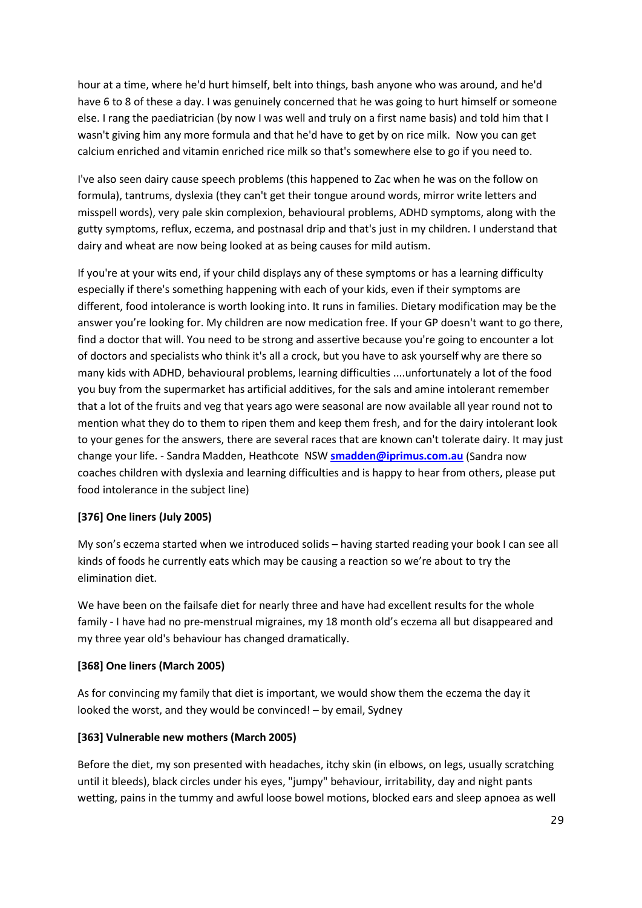hour at a time, where he'd hurt himself, belt into things, bash anyone who was around, and he'd have 6 to 8 of these a day. I was genuinely concerned that he was going to hurt himself or someone else. I rang the paediatrician (by now I was well and truly on a first name basis) and told him that I wasn't giving him any more formula and that he'd have to get by on rice milk. Now you can get calcium enriched and vitamin enriched rice milk so that's somewhere else to go if you need to.

I've also seen dairy cause speech problems (this happened to Zac when he was on the follow on formula), tantrums, dyslexia (they can't get their tongue around words, mirror write letters and misspell words), very pale skin complexion, behavioural problems, ADHD symptoms, along with the gutty symptoms, reflux, eczema, and postnasal drip and that's just in my children. I understand that dairy and wheat are now being looked at as being causes for mild autism.

If you're at your wits end, if your child displays any of these symptoms or has a learning difficulty especially if there's something happening with each of your kids, even if their symptoms are different, food intolerance is worth looking into. It runs in families. Dietary modification may be the answer you're looking for. My children are now medication free. If your GP doesn't want to go there, find a doctor that will. You need to be strong and assertive because you're going to encounter a lot of doctors and specialists who think it's all a crock, but you have to ask yourself why are there so many kids with ADHD, behavioural problems, learning difficulties ....unfortunately a lot of the food you buy from the supermarket has artificial additives, for the sals and amine intolerant remember that a lot of the fruits and veg that years ago were seasonal are now available all year round not to mention what they do to them to ripen them and keep them fresh, and for the dairy intolerant look to your genes for the answers, there are several races that are known can't tolerate dairy. It may just change your life. - Sandra Madden, Heathcote NSW **smadden@iprimus.com.au** (Sandra now coaches children with dyslexia and learning difficulties and is happy to hear from others, please put food intolerance in the subject line)

**[376] One liners (July 2005)**

My son's eczema started when we introduced solids – having started reading your book I can see all kinds of foods he currently eats which may be causing a reaction so we're about to try the elimination diet.

We have been on the failsafe diet for nearly three and have had excellent results for the whole family - I have had no pre-menstrual migraines, my 18 month old's eczema all but disappeared and my three year old's behaviour has changed dramatically.

**[368] One liners (March 2005)**

As for convincing my family that diet is important, we would show them the eczema the day it looked the worst, and they would be convinced! – by email, Sydney

**[363] Vulnerable new mothers (March 2005)**

Before the diet, my son presented with headaches, itchy skin (in elbows, on legs, usually scratching until it bleeds), black circles under his eyes, "jumpy" behaviour, irritability, day and night pants wetting, pains in the tummy and awful loose bowel motions, blocked ears and sleep apnoea as well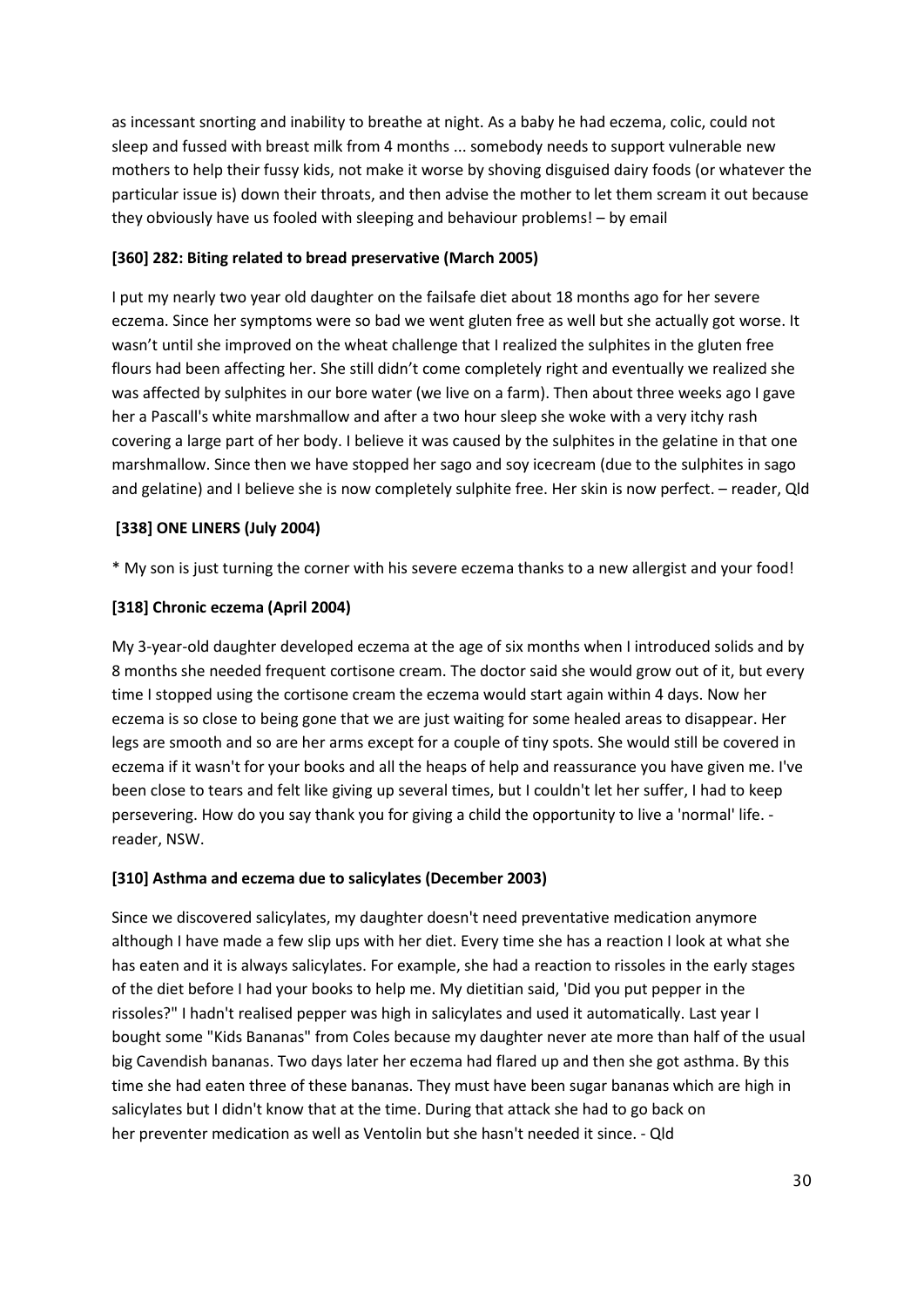as incessant snorting and inability to breathe at night. As a baby he had eczema, colic, could not sleep and fussed with breast milk from 4 months ... somebody needs to support vulnerable new mothers to help their fussy kids, not make it worse by shoving disguised dairy foods (or whatever the particular issue is) down their throats, and then advise the mother to let them scream it out because they obviously have us fooled with sleeping and behaviour problems! – by email

**[360] 282: Biting related to bread preservative (March 2005)**

I put my nearly two year old daughter on the failsafe diet about 18 months ago for her severe eczema. Since her symptoms were so bad we went gluten free as well but she actually got worse. It wasn't until she improved on the wheat challenge that I realized the sulphites in the gluten free flours had been affecting her. She still didn't come completely right and eventually we realized she was affected by sulphites in our bore water (we live on a farm). Then about three weeks ago I gave her a Pascall's white marshmallow and after a two hour sleep she woke with a very itchy rash covering a large part of her body. I believe it was caused by the sulphites in the gelatine in that one marshmallow. Since then we have stopped her sago and soy icecream (due to the sulphites in sago and gelatine) and I believe she is now completely sulphite free. Her skin is now perfect. – reader, Qld

**[338] ONE LINERS (July 2004)**

* My son is just turning the corner with his severe eczema thanks to a new allergist and your food!

**[318] Chronic eczema (April 2004)**

My 3-year-old daughter developed eczema at the age of six months when I introduced solids and by 8 months she needed frequent cortisone cream. The doctor said she would grow out of it, but every time I stopped using the cortisone cream the eczema would start again within 4 days. Now her eczema is so close to being gone that we are just waiting for some healed areas to disappear. Her legs are smooth and so are her arms except for a couple of tiny spots. She would still be covered in eczema if it wasn't for your books and all the heaps of help and reassurance you have given me. I've been close to tears and felt like giving up several times, but I couldn't let her suffer, I had to keep persevering. How do you say thank you for giving a child the opportunity to live a 'normal' life. - reader, NSW.

**[310] Asthma and eczema due to salicylates (December 2003)**

Since we discovered salicylates, my daughter doesn't need preventative medication anymore although I have made a few slip ups with her diet. Every time she has a reaction I look at what she has eaten and it is always salicylates. For example, she had a reaction to rissoles in the early stages of the diet before I had your books to help me. My dietitian said, 'Did you put pepper in the rissoles?" I hadn't realised pepper was high in salicylates and used it automatically. Last year I bought some "Kids Bananas" from Coles because my daughter never ate more than half of the usual big Cavendish bananas. Two days later her eczema had flared up and then she got asthma. By this time she had eaten three of these bananas. They must have been sugar bananas which are high in salicylates but I didn't know that at the time. During that attack she had to go back on her preventer medication as well as Ventolin but she hasn't needed it since. - Qld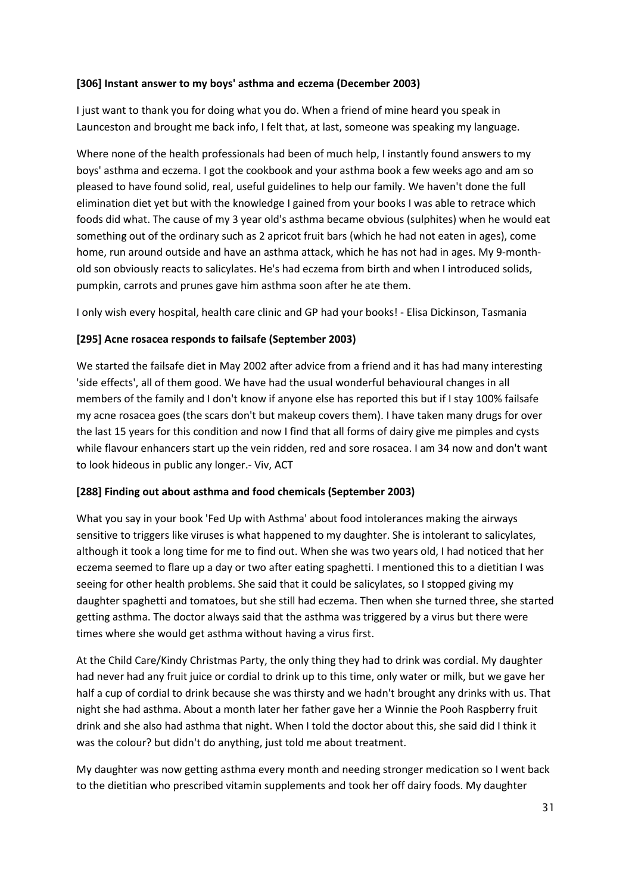**[306] Instant answer to my boys' asthma and eczema (December 2003)**

I just want to thank you for doing what you do. When a friend of mine heard you speak in Launceston and brought me back info, I felt that, at last, someone was speaking my language.

Where none of the health professionals had been of much help, I instantly found answers to my boys' asthma and eczema. I got the cookbook and your asthma book a few weeks ago and am so pleased to have found solid, real, useful guidelines to help our family. We haven't done the full elimination diet yet but with the knowledge I gained from your books I was able to retrace which foods did what. The cause of my 3 year old's asthma became obvious (sulphites) when he would eat something out of the ordinary such as 2 apricot fruit bars (which he had not eaten in ages), come home, run around outside and have an asthma attack, which he has not had in ages. My 9-month-old son obviously reacts to salicylates. He's had eczema from birth and when I introduced solids, pumpkin, carrots and prunes gave him asthma soon after he ate them.

I only wish every hospital, health care clinic and GP had your books! - Elisa Dickinson, Tasmania

**[295] Acne rosacea responds to failsafe (September 2003)**

We started the failsafe diet in May 2002 after advice from a friend and it has had many interesting 'side effects', all of them good. We have had the usual wonderful behavioural changes in all members of the family and I don't know if anyone else has reported this but if I stay 100% failsafe my acne rosacea goes (the scars don't but makeup covers them). I have taken many drugs for over the last 15 years for this condition and now I find that all forms of dairy give me pimples and cysts while flavour enhancers start up the vein ridden, red and sore rosacea. I am 34 now and don't want to look hideous in public any longer.- Viv, ACT

**[288] Finding out about asthma and food chemicals (September 2003)**

What you say in your book 'Fed Up with Asthma' about food intolerances making the airways sensitive to triggers like viruses is what happened to my daughter. She is intolerant to salicylates, although it took a long time for me to find out. When she was two years old, I had noticed that her eczema seemed to flare up a day or two after eating spaghetti. I mentioned this to a dietitian I was seeing for other health problems. She said that it could be salicylates, so I stopped giving my daughter spaghetti and tomatoes, but she still had eczema. Then when she turned three, she started getting asthma. The doctor always said that the asthma was triggered by a virus but there were times where she would get asthma without having a virus first.

At the Child Care/Kindy Christmas Party, the only thing they had to drink was cordial. My daughter had never had any fruit juice or cordial to drink up to this time, only water or milk, but we gave her half a cup of cordial to drink because she was thirsty and we hadn't brought any drinks with us. That night she had asthma. About a month later her father gave her a Winnie the Pooh Raspberry fruit drink and she also had asthma that night. When I told the doctor about this, she said did I think it was the colour? but didn't do anything, just told me about treatment.

My daughter was now getting asthma every month and needing stronger medication so I went back to the dietitian who prescribed vitamin supplements and took her off dairy foods. My daughter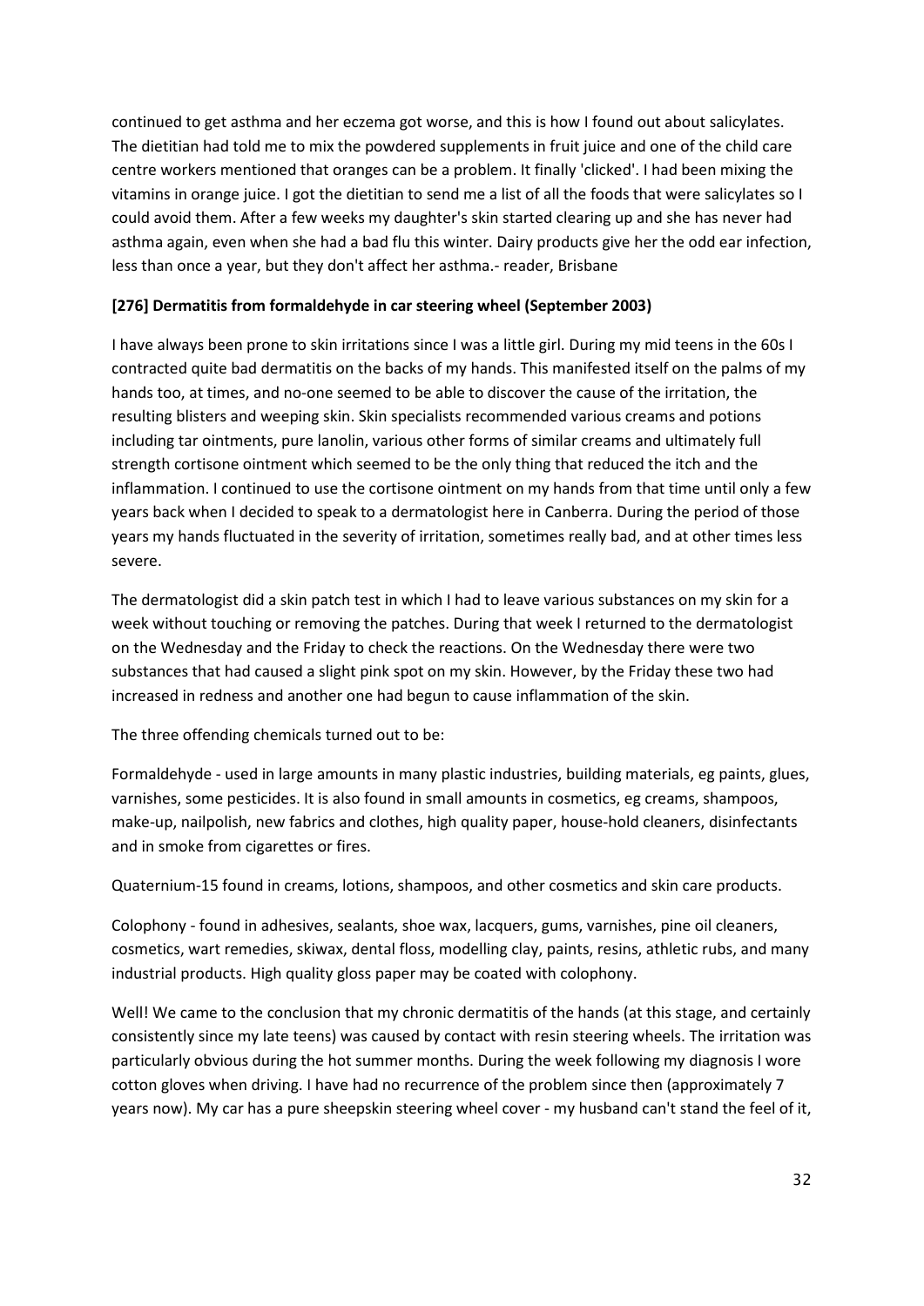continued to get asthma and her eczema got worse, and this is how I found out about salicylates. The dietitian had told me to mix the powdered supplements in fruit juice and one of the child care centre workers mentioned that oranges can be a problem. It finally 'clicked'. I had been mixing the vitamins in orange juice. I got the dietitian to send me a list of all the foods that were salicylates so I could avoid them. After a few weeks my daughter's skin started clearing up and she has never had asthma again, even when she had a bad flu this winter. Dairy products give her the odd ear infection, less than once a year, but they don't affect her asthma.- reader, Brisbane

**[276] Dermatitis from formaldehyde in car steering wheel (September 2003)**

I have always been prone to skin irritations since I was a little girl. During my mid teens in the 60s I contracted quite bad dermatitis on the backs of my hands. This manifested itself on the palms of my hands too, at times, and no-one seemed to be able to discover the cause of the irritation, the resulting blisters and weeping skin. Skin specialists recommended various creams and potions including tar ointments, pure lanolin, various other forms of similar creams and ultimately full strength cortisone ointment which seemed to be the only thing that reduced the itch and the inflammation. I continued to use the cortisone ointment on my hands from that time until only a few years back when I decided to speak to a dermatologist here in Canberra. During the period of those years my hands fluctuated in the severity of irritation, sometimes really bad, and at other times less severe.

The dermatologist did a skin patch test in which I had to leave various substances on my skin for a week without touching or removing the patches. During that week I returned to the dermatologist on the Wednesday and the Friday to check the reactions. On the Wednesday there were two substances that had caused a slight pink spot on my skin. However, by the Friday these two had increased in redness and another one had begun to cause inflammation of the skin.

The three offending chemicals turned out to be:

Formaldehyde - used in large amounts in many plastic industries, building materials, eg paints, glues, varnishes, some pesticides. It is also found in small amounts in cosmetics, eg creams, shampoos, make-up, nailpolish, new fabrics and clothes, high quality paper, house-hold cleaners, disinfectants and in smoke from cigarettes or fires.

Quaternium-15 found in creams, lotions, shampoos, and other cosmetics and skin care products.

Colophony - found in adhesives, sealants, shoe wax, lacquers, gums, varnishes, pine oil cleaners, cosmetics, wart remedies, skiwax, dental floss, modelling clay, paints, resins, athletic rubs, and many industrial products. High quality gloss paper may be coated with colophony.

Well! We came to the conclusion that my chronic dermatitis of the hands (at this stage, and certainly consistently since my late teens) was caused by contact with resin steering wheels. The irritation was particularly obvious during the hot summer months. During the week following my diagnosis I wore cotton gloves when driving. I have had no recurrence of the problem since then (approximately 7 years now). My car has a pure sheepskin steering wheel cover - my husband can't stand the feel of it,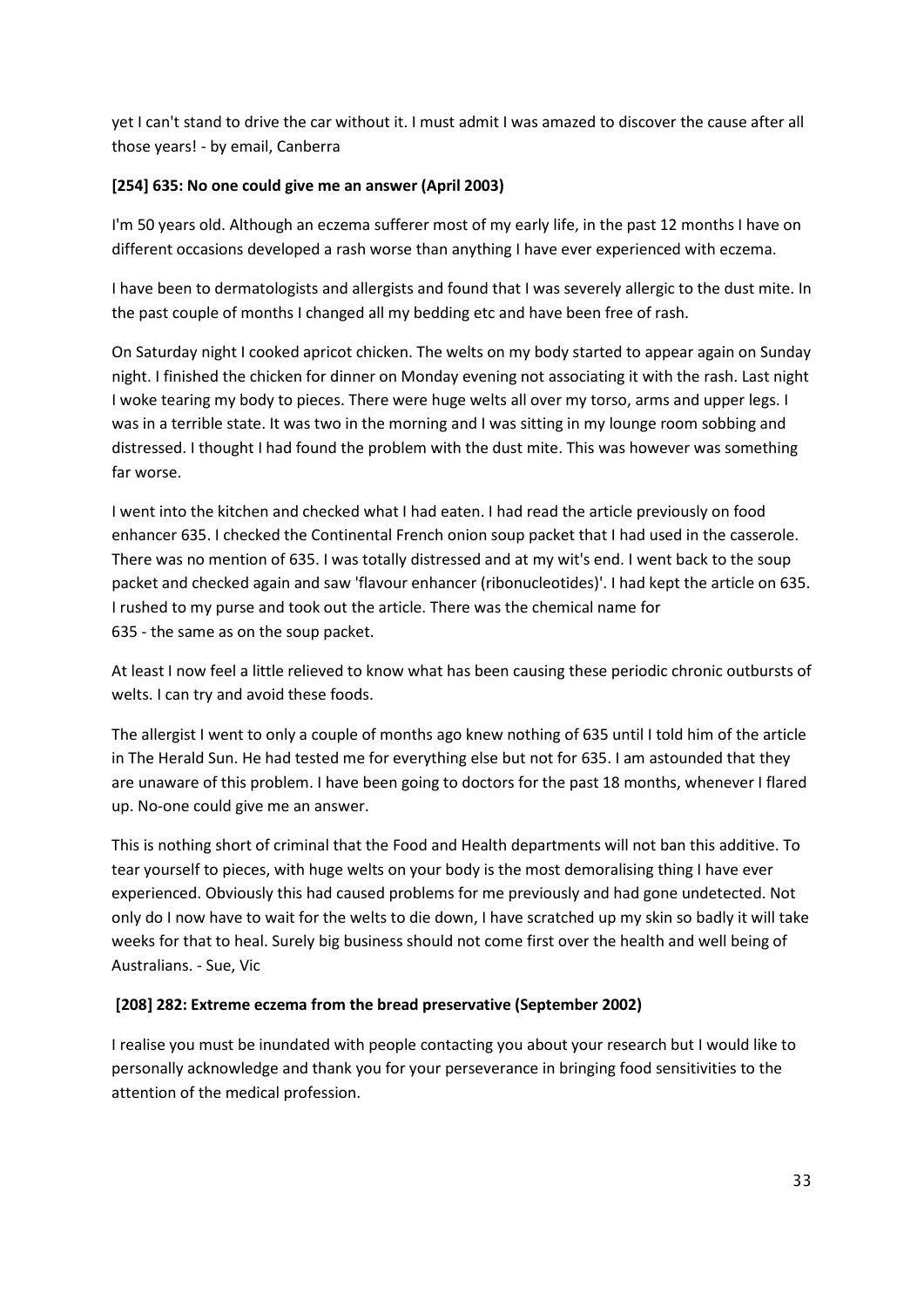yet I can't stand to drive the car without it. I must admit I was amazed to discover the cause after all those years! - by email, Canberra

**[254] 635: No one could give me an answer (April 2003)**

I'm 50 years old. Although an eczema sufferer most of my early life, in the past 12 months I have on different occasions developed a rash worse than anything I have ever experienced with eczema.

I have been to dermatologists and allergists and found that I was severely allergic to the dust mite. In the past couple of months I changed all my bedding etc and have been free of rash.

On Saturday night I cooked apricot chicken. The welts on my body started to appear again on Sunday night. I finished the chicken for dinner on Monday evening not associating it with the rash. Last night I woke tearing my body to pieces. There were huge welts all over my torso, arms and upper legs. I was in a terrible state. It was two in the morning and I was sitting in my lounge room sobbing and distressed. I thought I had found the problem with the dust mite. This was however was something far worse.

I went into the kitchen and checked what I had eaten. I had read the article previously on food enhancer 635. I checked the Continental French onion soup packet that I had used in the casserole. There was no mention of 635. I was totally distressed and at my wit's end. I went back to the soup packet and checked again and saw 'flavour enhancer (ribonucleotides)'. I had kept the article on 635. I rushed to my purse and took out the article. There was the chemical name for 635 - the same as on the soup packet.

At least I now feel a little relieved to know what has been causing these periodic chronic outbursts of welts. I can try and avoid these foods.

The allergist I went to only a couple of months ago knew nothing of 635 until I told him of the article in The Herald Sun. He had tested me for everything else but not for 635. I am astounded that they are unaware of this problem. I have been going to doctors for the past 18 months, whenever I flared up. No-one could give me an answer.

This is nothing short of criminal that the Food and Health departments will not ban this additive. To tear yourself to pieces, with huge welts on your body is the most demoralising thing I have ever experienced. Obviously this had caused problems for me previously and had gone undetected. Not only do I now have to wait for the welts to die down, I have scratched up my skin so badly it will take weeks for that to heal. Surely big business should not come first over the health and well being of Australians. - Sue, Vic

**[208] 282: Extreme eczema from the bread preservative (September 2002)**

I realise you must be inundated with people contacting you about your research but I would like to personally acknowledge and thank you for your perseverance in bringing food sensitivities to the attention of the medical profession.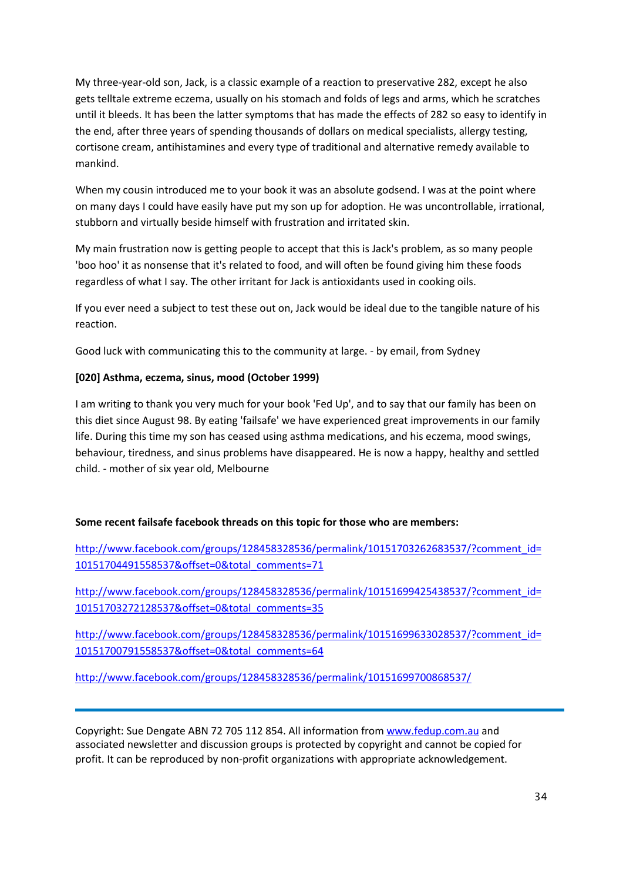My three-year-old son, Jack, is a classic example of a reaction to preservative 282, except he also gets telltale extreme eczema, usually on his stomach and folds of legs and arms, which he scratches until it bleeds. It has been the latter symptoms that has made the effects of 282 so easy to identify in the end, after three years of spending thousands of dollars on medical specialists, allergy testing, cortisone cream, antihistamines and every type of traditional and alternative remedy available to mankind.

When my cousin introduced me to your book it was an absolute godsend. I was at the point where on many days I could have easily have put my son up for adoption. He was uncontrollable, irrational, stubborn and virtually beside himself with frustration and irritated skin.

My main frustration now is getting people to accept that this is Jack's problem, as so many people 'boo hoo' it as nonsense that it's related to food, and will often be found giving him these foods regardless of what I say. The other irritant for Jack is antioxidants used in cooking oils.

If you ever need a subject to test these out on, Jack would be ideal due to the tangible nature of his reaction.

Good luck with communicating this to the community at large. - by email, from Sydney

**[020] Asthma, eczema, sinus, mood (October 1999)**

I am writing to thank you very much for your book 'Fed Up', and to say that our family has been on this diet since August 98. By eating 'failsafe' we have experienced great improvements in our family life. During this time my son has ceased using asthma medications, and his eczema, mood swings, behaviour, tiredness, and sinus problems have disappeared. He is now a happy, healthy and settled child. - mother of six year old, Melbourne

**Some recent failsafe facebook threads on this topic for those who are members:**

http://www.facebook.com/groups/128458328536/permalink/10151703262683537/?comment_id=10151704491558537&offset=0&total_comments=71

http://www.facebook.com/groups/128458328536/permalink/10151699425438537/?comment_id=10151703272128537&offset=0&total_comments=35

http://www.facebook.com/groups/128458328536/permalink/10151699633028537/?comment_id=10151700791558537&offset=0&total_comments=64

http://www.facebook.com/groups/128458328536/permalink/10151699700868537/

---

Copyright: Sue Dengate ABN 72 705 112 854. All information from www.fedup.com.au and associated newsletter and discussion groups is protected by copyright and cannot be copied for profit. It can be reproduced by non-profit organizations with appropriate acknowledgement.